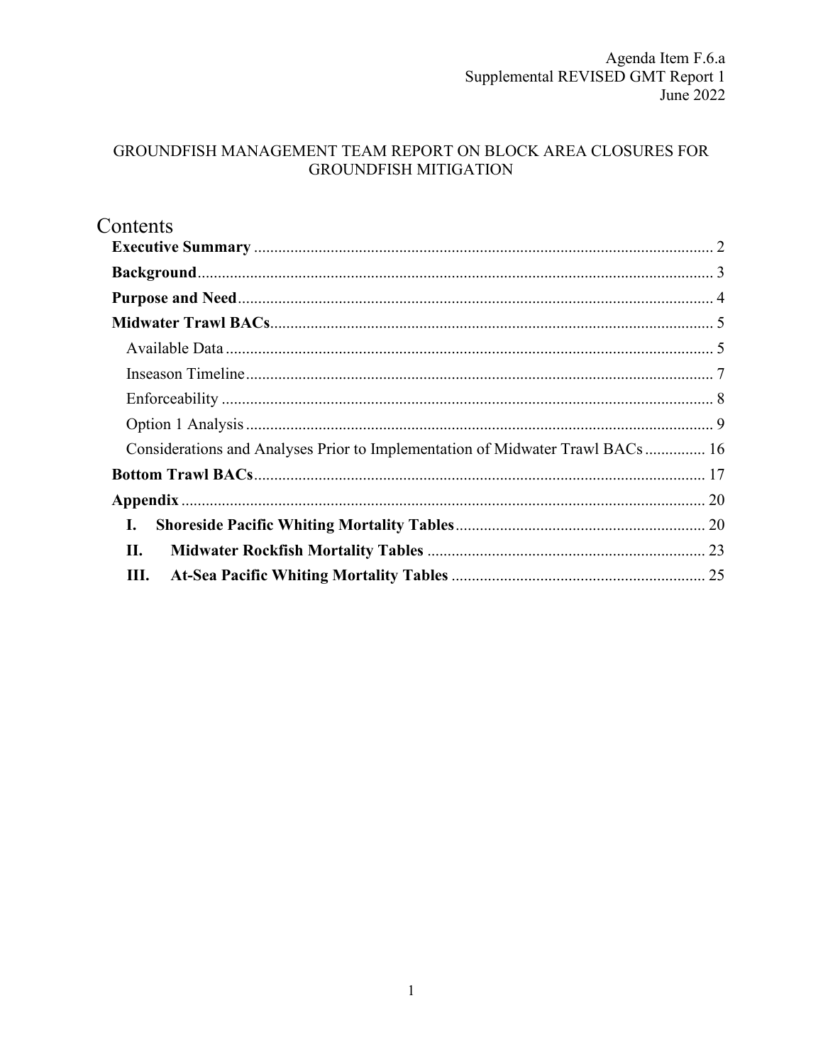Agenda Item F.6.a
Supplemental REVISED GMT Report 1
June 2022

GROUNDFISH MANAGEMENT TEAM REPORT ON BLOCK AREA CLOSURES FOR GROUNDFISH MITIGATION

# Contents

**Executive Summary** .......... 2

**Background** .......... 3

**Purpose and Need** .......... 4

**Midwater Trawl BACs** .......... 5

- Available Data .......... 5
- Inseason Timeline .......... 7
- Enforceability .......... 8
- Option 1 Analysis .......... 9
- Considerations and Analyses Prior to Implementation of Midwater Trawl BACs .......... 16

**Bottom Trawl BACs** .......... 17

**Appendix** .......... 20

- **I. Shoreside Pacific Whiting Mortality Tables** .......... 20
- **II. Midwater Rockfish Mortality Tables** .......... 23
- **III. At-Sea Pacific Whiting Mortality Tables** .......... 25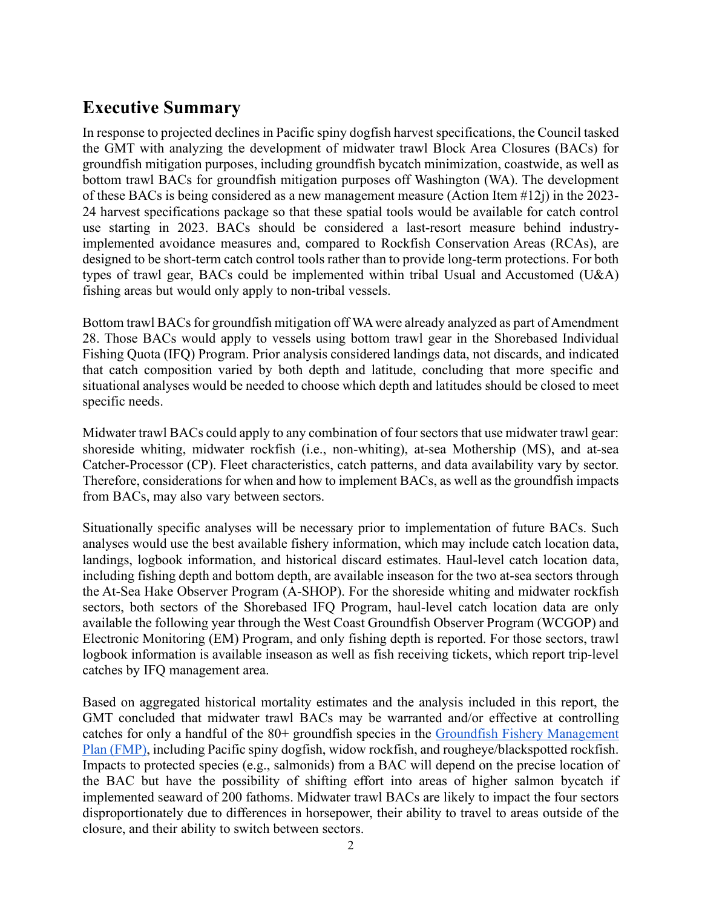## Executive Summary

In response to projected declines in Pacific spiny dogfish harvest specifications, the Council tasked the GMT with analyzing the development of midwater trawl Block Area Closures (BACs) for groundfish mitigation purposes, including groundfish bycatch minimization, coastwide, as well as bottom trawl BACs for groundfish mitigation purposes off Washington (WA). The development of these BACs is being considered as a new management measure (Action Item #12j) in the 2023-24 harvest specifications package so that these spatial tools would be available for catch control use starting in 2023. BACs should be considered a last-resort measure behind industry-implemented avoidance measures and, compared to Rockfish Conservation Areas (RCAs), are designed to be short-term catch control tools rather than to provide long-term protections. For both types of trawl gear, BACs could be implemented within tribal Usual and Accustomed (U&A) fishing areas but would only apply to non-tribal vessels.

Bottom trawl BACs for groundfish mitigation off WA were already analyzed as part of Amendment 28. Those BACs would apply to vessels using bottom trawl gear in the Shorebased Individual Fishing Quota (IFQ) Program. Prior analysis considered landings data, not discards, and indicated that catch composition varied by both depth and latitude, concluding that more specific and situational analyses would be needed to choose which depth and latitudes should be closed to meet specific needs.

Midwater trawl BACs could apply to any combination of four sectors that use midwater trawl gear: shoreside whiting, midwater rockfish (i.e., non-whiting), at-sea Mothership (MS), and at-sea Catcher-Processor (CP). Fleet characteristics, catch patterns, and data availability vary by sector. Therefore, considerations for when and how to implement BACs, as well as the groundfish impacts from BACs, may also vary between sectors.

Situationally specific analyses will be necessary prior to implementation of future BACs. Such analyses would use the best available fishery information, which may include catch location data, landings, logbook information, and historical discard estimates. Haul-level catch location data, including fishing depth and bottom depth, are available inseason for the two at-sea sectors through the At-Sea Hake Observer Program (A-SHOP). For the shoreside whiting and midwater rockfish sectors, both sectors of the Shorebased IFQ Program, haul-level catch location data are only available the following year through the West Coast Groundfish Observer Program (WCGOP) and Electronic Monitoring (EM) Program, and only fishing depth is reported. For those sectors, trawl logbook information is available inseason as well as fish receiving tickets, which report trip-level catches by IFQ management area.

Based on aggregated historical mortality estimates and the analysis included in this report, the GMT concluded that midwater trawl BACs may be warranted and/or effective at controlling catches for only a handful of the 80+ groundfish species in the [Groundfish Fishery Management Plan (FMP)](), including Pacific spiny dogfish, widow rockfish, and rougheye/blackspotted rockfish. Impacts to protected species (e.g., salmonids) from a BAC will depend on the precise location of the BAC but have the possibility of shifting effort into areas of higher salmon bycatch if implemented seaward of 200 fathoms. Midwater trawl BACs are likely to impact the four sectors disproportionately due to differences in horsepower, their ability to travel to areas outside of the closure, and their ability to switch between sectors.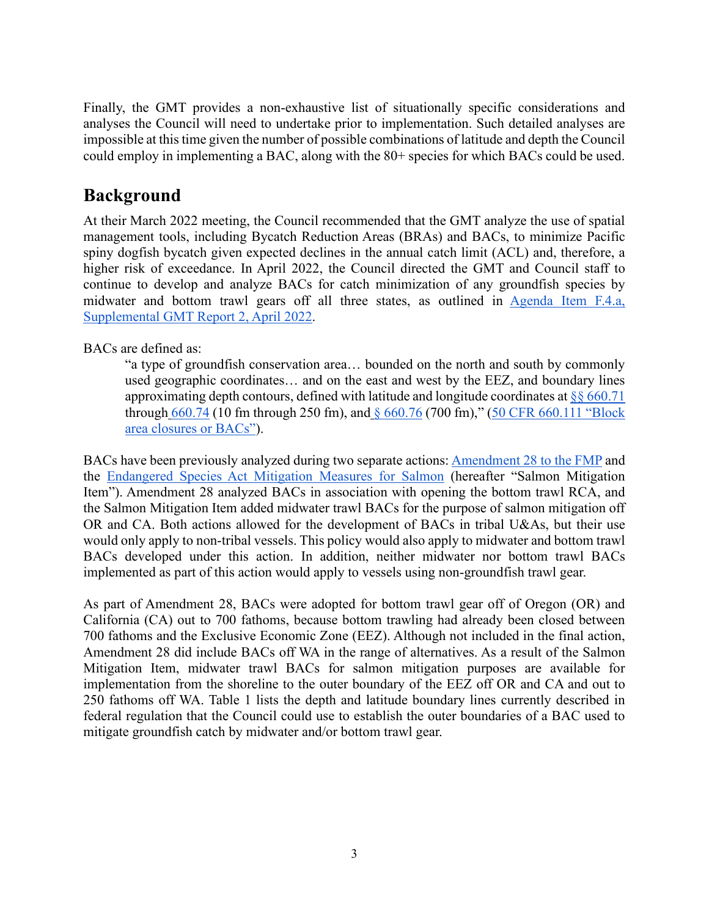Finally, the GMT provides a non-exhaustive list of situationally specific considerations and analyses the Council will need to undertake prior to implementation. Such detailed analyses are impossible at this time given the number of possible combinations of latitude and depth the Council could employ in implementing a BAC, along with the 80+ species for which BACs could be used.

## Background

At their March 2022 meeting, the Council recommended that the GMT analyze the use of spatial management tools, including Bycatch Reduction Areas (BRAs) and BACs, to minimize Pacific spiny dogfish bycatch given expected declines in the annual catch limit (ACL) and, therefore, a higher risk of exceedance. In April 2022, the Council directed the GMT and Council staff to continue to develop and analyze BACs for catch minimization of any groundfish species by midwater and bottom trawl gears off all three states, as outlined in [Agenda Item F.4.a, Supplemental GMT Report 2, April 2022](#).

BACs are defined as:

> "a type of groundfish conservation area… bounded on the north and south by commonly used geographic coordinates… and on the east and west by the EEZ, and boundary lines approximating depth contours, defined with latitude and longitude coordinates at [§§ 660.71](#) through [660.74](#) (10 fm through 250 fm), and [§ 660.76](#) (700 fm)," ([50 CFR 660.111 "Block area closures or BACs"](#)).

BACs have been previously analyzed during two separate actions: [Amendment 28 to the FMP](#) and the [Endangered Species Act Mitigation Measures for Salmon](#) (hereafter "Salmon Mitigation Item"). Amendment 28 analyzed BACs in association with opening the bottom trawl RCA, and the Salmon Mitigation Item added midwater trawl BACs for the purpose of salmon mitigation off OR and CA. Both actions allowed for the development of BACs in tribal U&As, but their use would only apply to non-tribal vessels. This policy would also apply to midwater and bottom trawl BACs developed under this action. In addition, neither midwater nor bottom trawl BACs implemented as part of this action would apply to vessels using non-groundfish trawl gear.

As part of Amendment 28, BACs were adopted for bottom trawl gear off of Oregon (OR) and California (CA) out to 700 fathoms, because bottom trawling had already been closed between 700 fathoms and the Exclusive Economic Zone (EEZ). Although not included in the final action, Amendment 28 did include BACs off WA in the range of alternatives. As a result of the Salmon Mitigation Item, midwater trawl BACs for salmon mitigation purposes are available for implementation from the shoreline to the outer boundary of the EEZ off OR and CA and out to 250 fathoms off WA. Table 1 lists the depth and latitude boundary lines currently described in federal regulation that the Council could use to establish the outer boundaries of a BAC used to mitigate groundfish catch by midwater and/or bottom trawl gear.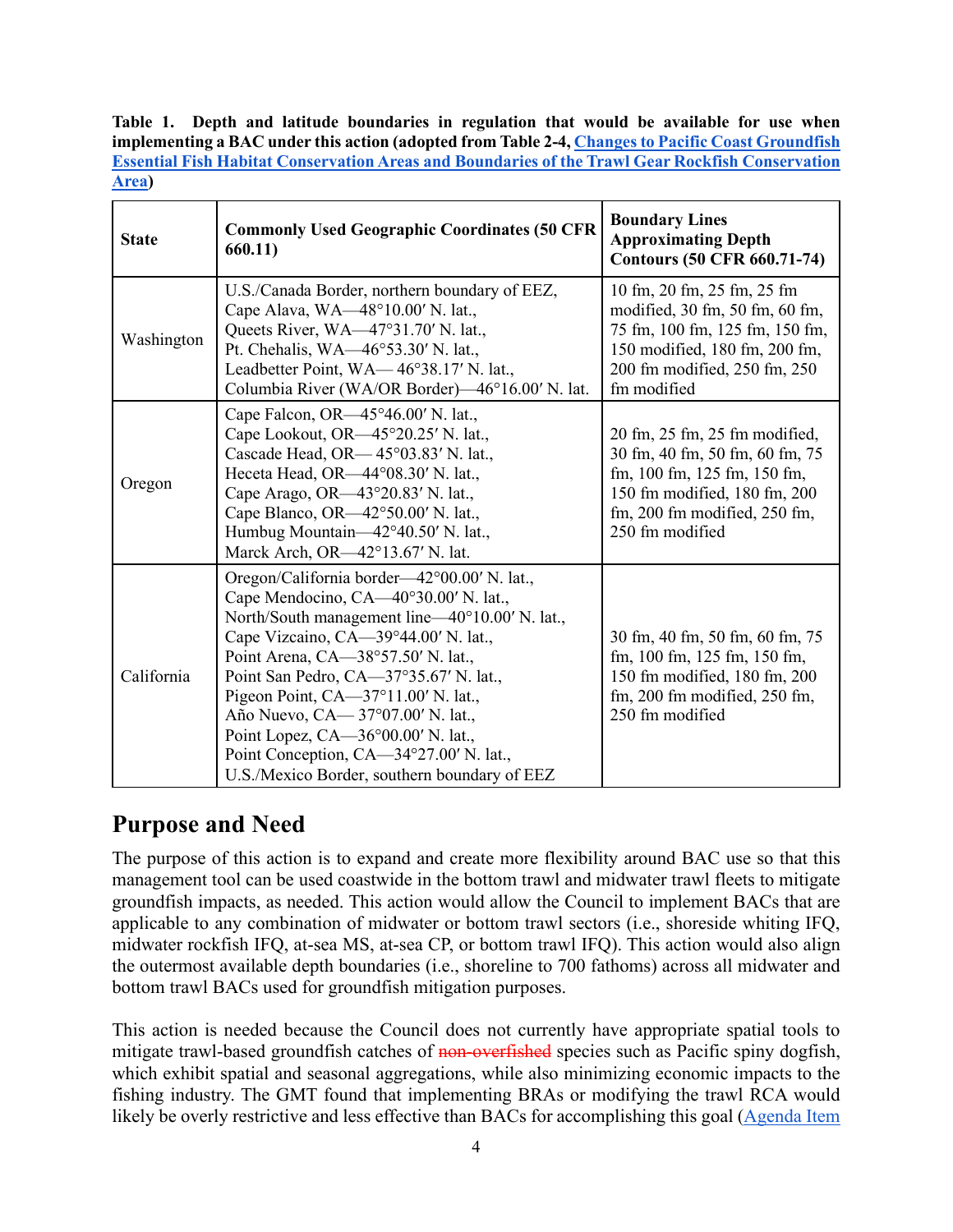**Table 1. Depth and latitude boundaries in regulation that would be available for use when implementing a BAC under this action (adopted from Table 2-4, [Changes to Pacific Coast Groundfish Essential Fish Habitat Conservation Areas and Boundaries of the Trawl Gear Rockfish Conservation Area]())**

| State | Commonly Used Geographic Coordinates (50 CFR 660.11) | Boundary Lines Approximating Depth Contours (50 CFR 660.71-74) |
|---|---|---|
| Washington | U.S./Canada Border, northern boundary of EEZ,<br>Cape Alava, WA—48°10.00′ N. lat.,<br>Queets River, WA—47°31.70′ N. lat.,<br>Pt. Chehalis, WA—46°53.30′ N. lat.,<br>Leadbetter Point, WA— 46°38.17′ N. lat.,<br>Columbia River (WA/OR Border)—46°16.00′ N. lat. | 10 fm, 20 fm, 25 fm, 25 fm modified, 30 fm, 50 fm, 60 fm, 75 fm, 100 fm, 125 fm, 150 fm, 150 modified, 180 fm, 200 fm, 200 fm modified, 250 fm, 250 fm modified |
| Oregon | Cape Falcon, OR—45°46.00′ N. lat.,<br>Cape Lookout, OR—45°20.25′ N. lat.,<br>Cascade Head, OR— 45°03.83′ N. lat.,<br>Heceta Head, OR—44°08.30′ N. lat.,<br>Cape Arago, OR—43°20.83′ N. lat.,<br>Cape Blanco, OR—42°50.00′ N. lat.,<br>Humbug Mountain—42°40.50′ N. lat.,<br>Marck Arch, OR—42°13.67′ N. lat. | 20 fm, 25 fm, 25 fm modified, 30 fm, 40 fm, 50 fm, 60 fm, 75 fm, 100 fm, 125 fm, 150 fm, 150 fm modified, 180 fm, 200 fm, 200 fm modified, 250 fm, 250 fm modified |
| California | Oregon/California border—42°00.00′ N. lat.,<br>Cape Mendocino, CA—40°30.00′ N. lat.,<br>North/South management line—40°10.00′ N. lat.,<br>Cape Vizcaino, CA—39°44.00′ N. lat.,<br>Point Arena, CA—38°57.50′ N. lat.,<br>Point San Pedro, CA—37°35.67′ N. lat.,<br>Pigeon Point, CA—37°11.00′ N. lat.,<br>Año Nuevo, CA— 37°07.00′ N. lat.,<br>Point Lopez, CA—36°00.00′ N. lat.,<br>Point Conception, CA—34°27.00′ N. lat.,<br>U.S./Mexico Border, southern boundary of EEZ | 30 fm, 40 fm, 50 fm, 60 fm, 75 fm, 100 fm, 125 fm, 150 fm, 150 fm modified, 180 fm, 200 fm, 200 fm modified, 250 fm, 250 fm modified |

## Purpose and Need

The purpose of this action is to expand and create more flexibility around BAC use so that this management tool can be used coastwide in the bottom trawl and midwater trawl fleets to mitigate groundfish impacts, as needed. This action would allow the Council to implement BACs that are applicable to any combination of midwater or bottom trawl sectors (i.e., shoreside whiting IFQ, midwater rockfish IFQ, at-sea MS, at-sea CP, or bottom trawl IFQ). This action would also align the outermost available depth boundaries (i.e., shoreline to 700 fathoms) across all midwater and bottom trawl BACs used for groundfish mitigation purposes.

This action is needed because the Council does not currently have appropriate spatial tools to mitigate trawl-based groundfish catches of ~~non-overfished~~ species such as Pacific spiny dogfish, which exhibit spatial and seasonal aggregations, while also minimizing economic impacts to the fishing industry. The GMT found that implementing BRAs or modifying the trawl RCA would likely be overly restrictive and less effective than BACs for accomplishing this goal ([Agenda Item]()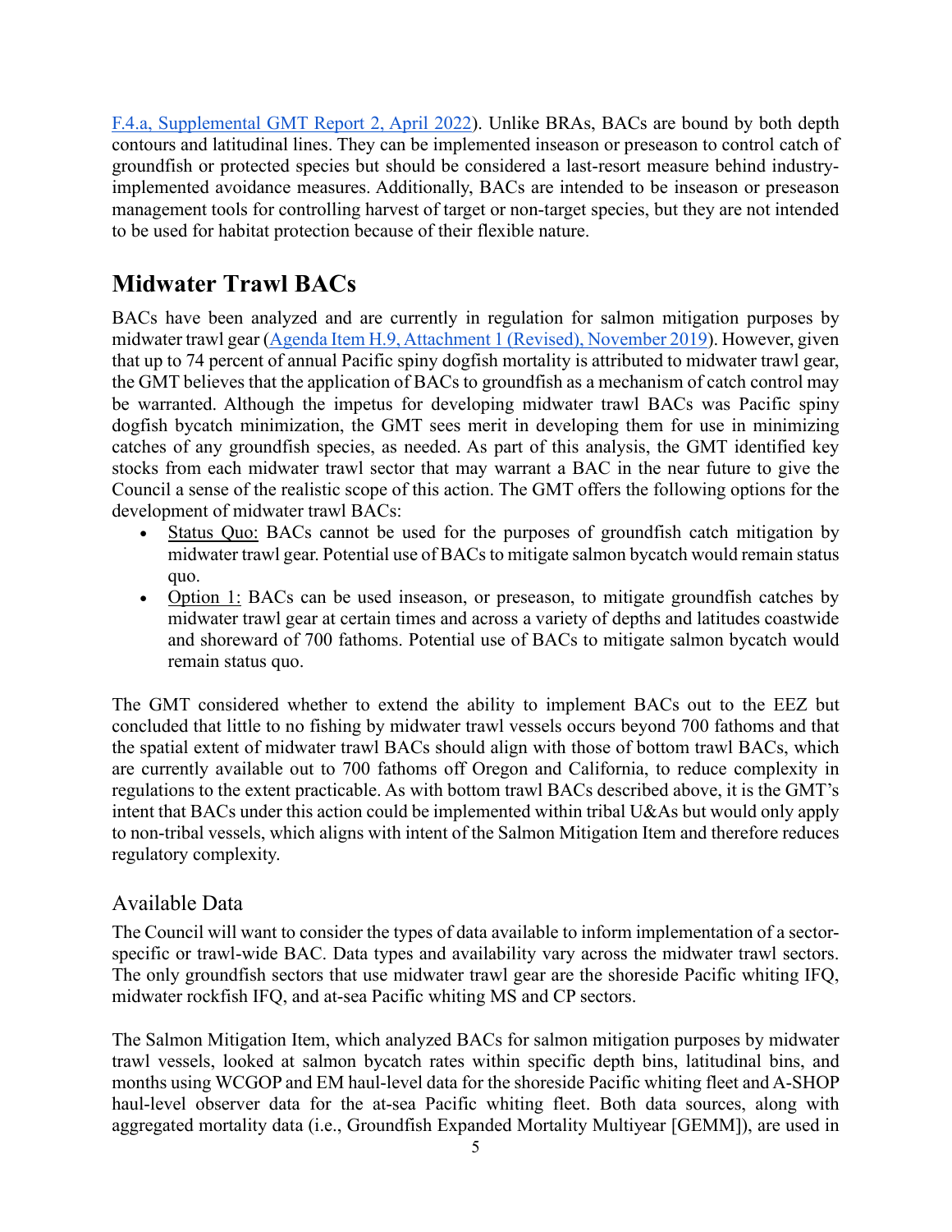F.4.a, Supplemental GMT Report 2, April 2022). Unlike BRAs, BACs are bound by both depth contours and latitudinal lines. They can be implemented inseason or preseason to control catch of groundfish or protected species but should be considered a last-resort measure behind industry-implemented avoidance measures. Additionally, BACs are intended to be inseason or preseason management tools for controlling harvest of target or non-target species, but they are not intended to be used for habitat protection because of their flexible nature.

## Midwater Trawl BACs

BACs have been analyzed and are currently in regulation for salmon mitigation purposes by midwater trawl gear (Agenda Item H.9, Attachment 1 (Revised), November 2019). However, given that up to 74 percent of annual Pacific spiny dogfish mortality is attributed to midwater trawl gear, the GMT believes that the application of BACs to groundfish as a mechanism of catch control may be warranted. Although the impetus for developing midwater trawl BACs was Pacific spiny dogfish bycatch minimization, the GMT sees merit in developing them for use in minimizing catches of any groundfish species, as needed. As part of this analysis, the GMT identified key stocks from each midwater trawl sector that may warrant a BAC in the near future to give the Council a sense of the realistic scope of this action. The GMT offers the following options for the development of midwater trawl BACs:

- Status Quo: BACs cannot be used for the purposes of groundfish catch mitigation by midwater trawl gear. Potential use of BACs to mitigate salmon bycatch would remain status quo.
- Option 1: BACs can be used inseason, or preseason, to mitigate groundfish catches by midwater trawl gear at certain times and across a variety of depths and latitudes coastwide and shoreward of 700 fathoms. Potential use of BACs to mitigate salmon bycatch would remain status quo.

The GMT considered whether to extend the ability to implement BACs out to the EEZ but concluded that little to no fishing by midwater trawl vessels occurs beyond 700 fathoms and that the spatial extent of midwater trawl BACs should align with those of bottom trawl BACs, which are currently available out to 700 fathoms off Oregon and California, to reduce complexity in regulations to the extent practicable. As with bottom trawl BACs described above, it is the GMT's intent that BACs under this action could be implemented within tribal U&As but would only apply to non-tribal vessels, which aligns with intent of the Salmon Mitigation Item and therefore reduces regulatory complexity.

### Available Data

The Council will want to consider the types of data available to inform implementation of a sector-specific or trawl-wide BAC. Data types and availability vary across the midwater trawl sectors. The only groundfish sectors that use midwater trawl gear are the shoreside Pacific whiting IFQ, midwater rockfish IFQ, and at-sea Pacific whiting MS and CP sectors.

The Salmon Mitigation Item, which analyzed BACs for salmon mitigation purposes by midwater trawl vessels, looked at salmon bycatch rates within specific depth bins, latitudinal bins, and months using WCGOP and EM haul-level data for the shoreside Pacific whiting fleet and A-SHOP haul-level observer data for the at-sea Pacific whiting fleet. Both data sources, along with aggregated mortality data (i.e., Groundfish Expanded Mortality Multiyear [GEMM]), are used in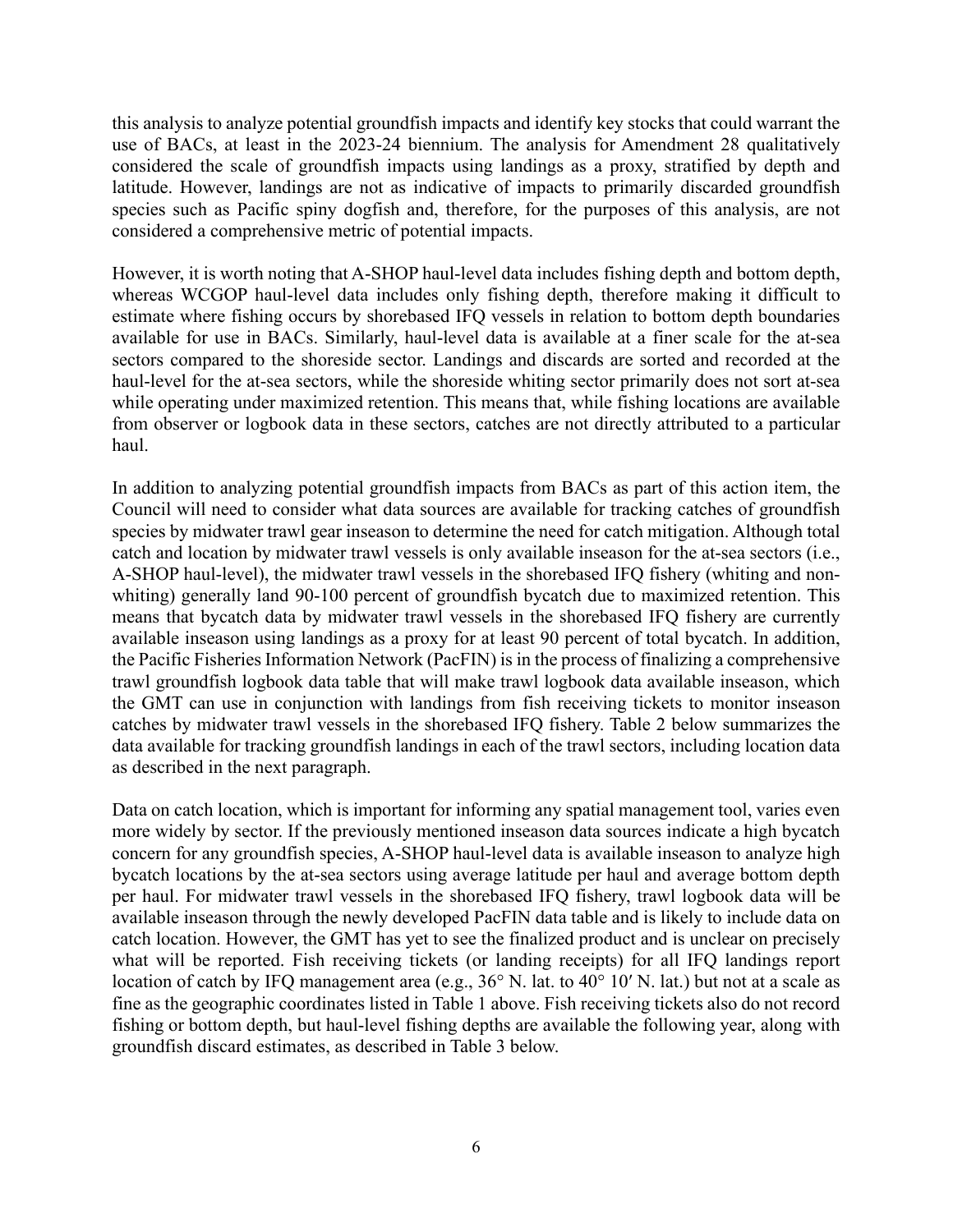this analysis to analyze potential groundfish impacts and identify key stocks that could warrant the use of BACs, at least in the 2023-24 biennium. The analysis for Amendment 28 qualitatively considered the scale of groundfish impacts using landings as a proxy, stratified by depth and latitude. However, landings are not as indicative of impacts to primarily discarded groundfish species such as Pacific spiny dogfish and, therefore, for the purposes of this analysis, are not considered a comprehensive metric of potential impacts.

However, it is worth noting that A-SHOP haul-level data includes fishing depth and bottom depth, whereas WCGOP haul-level data includes only fishing depth, therefore making it difficult to estimate where fishing occurs by shorebased IFQ vessels in relation to bottom depth boundaries available for use in BACs. Similarly, haul-level data is available at a finer scale for the at-sea sectors compared to the shoreside sector. Landings and discards are sorted and recorded at the haul-level for the at-sea sectors, while the shoreside whiting sector primarily does not sort at-sea while operating under maximized retention. This means that, while fishing locations are available from observer or logbook data in these sectors, catches are not directly attributed to a particular haul.

In addition to analyzing potential groundfish impacts from BACs as part of this action item, the Council will need to consider what data sources are available for tracking catches of groundfish species by midwater trawl gear inseason to determine the need for catch mitigation. Although total catch and location by midwater trawl vessels is only available inseason for the at-sea sectors (i.e., A-SHOP haul-level), the midwater trawl vessels in the shorebased IFQ fishery (whiting and non-whiting) generally land 90-100 percent of groundfish bycatch due to maximized retention. This means that bycatch data by midwater trawl vessels in the shorebased IFQ fishery are currently available inseason using landings as a proxy for at least 90 percent of total bycatch. In addition, the Pacific Fisheries Information Network (PacFIN) is in the process of finalizing a comprehensive trawl groundfish logbook data table that will make trawl logbook data available inseason, which the GMT can use in conjunction with landings from fish receiving tickets to monitor inseason catches by midwater trawl vessels in the shorebased IFQ fishery. Table 2 below summarizes the data available for tracking groundfish landings in each of the trawl sectors, including location data as described in the next paragraph.

Data on catch location, which is important for informing any spatial management tool, varies even more widely by sector. If the previously mentioned inseason data sources indicate a high bycatch concern for any groundfish species, A-SHOP haul-level data is available inseason to analyze high bycatch locations by the at-sea sectors using average latitude per haul and average bottom depth per haul. For midwater trawl vessels in the shorebased IFQ fishery, trawl logbook data will be available inseason through the newly developed PacFIN data table and is likely to include data on catch location. However, the GMT has yet to see the finalized product and is unclear on precisely what will be reported. Fish receiving tickets (or landing receipts) for all IFQ landings report location of catch by IFQ management area (e.g., 36° N. lat. to 40° 10′ N. lat.) but not at a scale as fine as the geographic coordinates listed in Table 1 above. Fish receiving tickets also do not record fishing or bottom depth, but haul-level fishing depths are available the following year, along with groundfish discard estimates, as described in Table 3 below.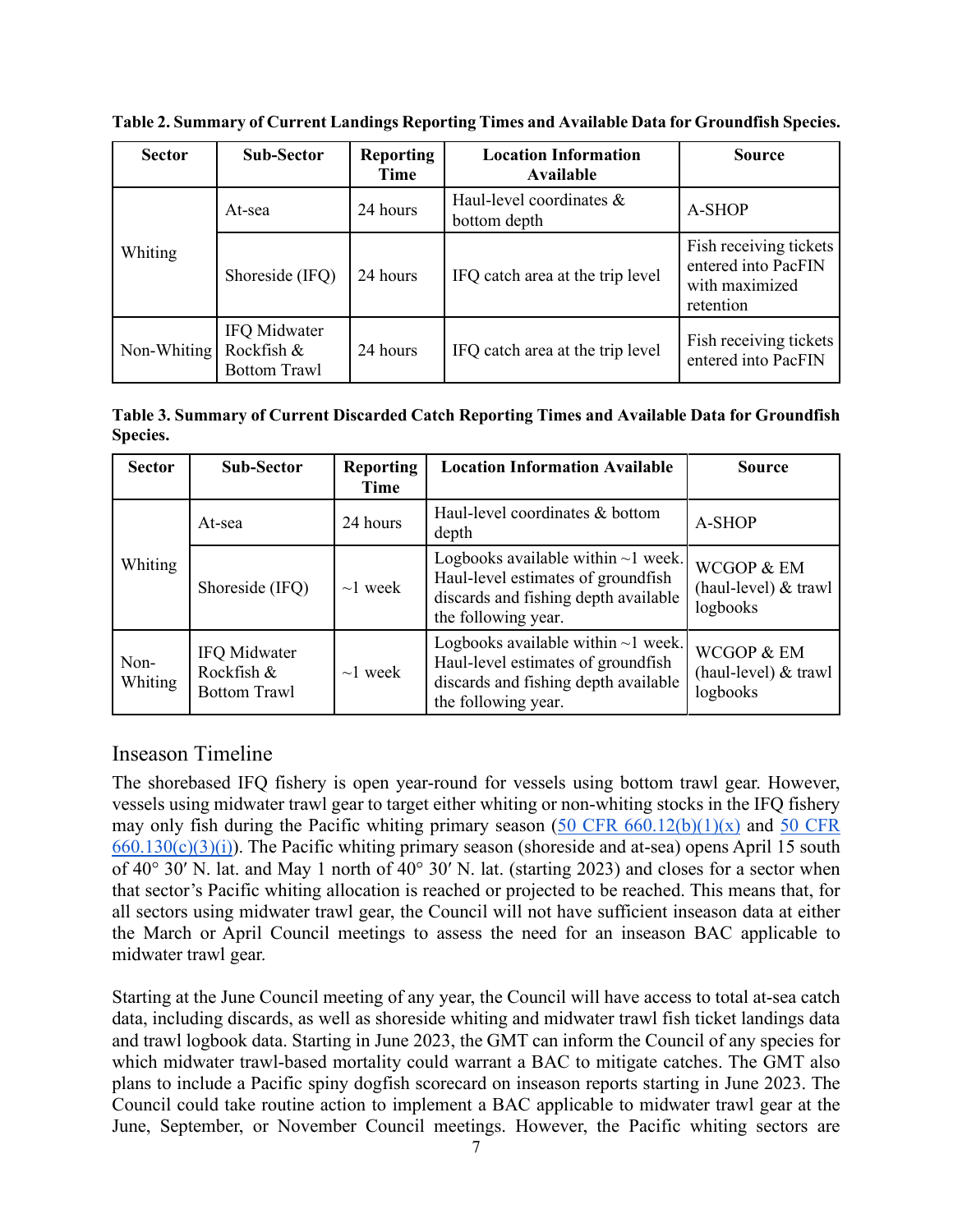**Table 2. Summary of Current Landings Reporting Times and Available Data for Groundfish Species.**

| Sector | Sub-Sector | Reporting Time | Location Information Available | Source |
|---|---|---|---|---|
| Whiting | At-sea | 24 hours | Haul-level coordinates & bottom depth | A-SHOP |
| | Shoreside (IFQ) | 24 hours | IFQ catch area at the trip level | Fish receiving tickets entered into PacFIN with maximized retention |
| Non-Whiting | IFQ Midwater Rockfish & Bottom Trawl | 24 hours | IFQ catch area at the trip level | Fish receiving tickets entered into PacFIN |

**Table 3. Summary of Current Discarded Catch Reporting Times and Available Data for Groundfish Species.**

| Sector | Sub-Sector | Reporting Time | Location Information Available | Source |
|---|---|---|---|---|
| Whiting | At-sea | 24 hours | Haul-level coordinates & bottom depth | A-SHOP |
| | Shoreside (IFQ) | ~1 week | Logbooks available within ~1 week. Haul-level estimates of groundfish discards and fishing depth available the following year. | WCGOP & EM (haul-level) & trawl logbooks |
| Non-Whiting | IFQ Midwater Rockfish & Bottom Trawl | ~1 week | Logbooks available within ~1 week. Haul-level estimates of groundfish discards and fishing depth available the following year. | WCGOP & EM (haul-level) & trawl logbooks |

## Inseason Timeline

The shorebased IFQ fishery is open year-round for vessels using bottom trawl gear. However, vessels using midwater trawl gear to target either whiting or non-whiting stocks in the IFQ fishery may only fish during the Pacific whiting primary season (50 CFR 660.12(b)(1)(x) and 50 CFR 660.130(c)(3)(i)). The Pacific whiting primary season (shoreside and at-sea) opens April 15 south of 40° 30′ N. lat. and May 1 north of 40° 30′ N. lat. (starting 2023) and closes for a sector when that sector's Pacific whiting allocation is reached or projected to be reached. This means that, for all sectors using midwater trawl gear, the Council will not have sufficient inseason data at either the March or April Council meetings to assess the need for an inseason BAC applicable to midwater trawl gear.

Starting at the June Council meeting of any year, the Council will have access to total at-sea catch data, including discards, as well as shoreside whiting and midwater trawl fish ticket landings data and trawl logbook data. Starting in June 2023, the GMT can inform the Council of any species for which midwater trawl-based mortality could warrant a BAC to mitigate catches. The GMT also plans to include a Pacific spiny dogfish scorecard on inseason reports starting in June 2023. The Council could take routine action to implement a BAC applicable to midwater trawl gear at the June, September, or November Council meetings. However, the Pacific whiting sectors are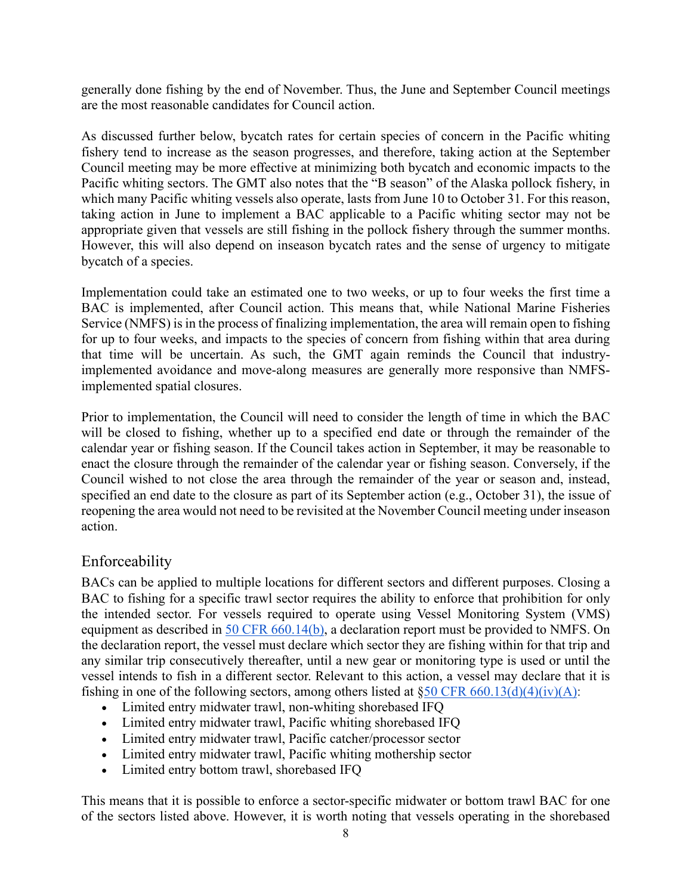generally done fishing by the end of November. Thus, the June and September Council meetings are the most reasonable candidates for Council action.

As discussed further below, bycatch rates for certain species of concern in the Pacific whiting fishery tend to increase as the season progresses, and therefore, taking action at the September Council meeting may be more effective at minimizing both bycatch and economic impacts to the Pacific whiting sectors. The GMT also notes that the "B season" of the Alaska pollock fishery, in which many Pacific whiting vessels also operate, lasts from June 10 to October 31. For this reason, taking action in June to implement a BAC applicable to a Pacific whiting sector may not be appropriate given that vessels are still fishing in the pollock fishery through the summer months. However, this will also depend on inseason bycatch rates and the sense of urgency to mitigate bycatch of a species.

Implementation could take an estimated one to two weeks, or up to four weeks the first time a BAC is implemented, after Council action. This means that, while National Marine Fisheries Service (NMFS) is in the process of finalizing implementation, the area will remain open to fishing for up to four weeks, and impacts to the species of concern from fishing within that area during that time will be uncertain. As such, the GMT again reminds the Council that industry-implemented avoidance and move-along measures are generally more responsive than NMFS-implemented spatial closures.

Prior to implementation, the Council will need to consider the length of time in which the BAC will be closed to fishing, whether up to a specified end date or through the remainder of the calendar year or fishing season. If the Council takes action in September, it may be reasonable to enact the closure through the remainder of the calendar year or fishing season. Conversely, if the Council wished to not close the area through the remainder of the year or season and, instead, specified an end date to the closure as part of its September action (e.g., October 31), the issue of reopening the area would not need to be revisited at the November Council meeting under inseason action.

## Enforceability

BACs can be applied to multiple locations for different sectors and different purposes. Closing a BAC to fishing for a specific trawl sector requires the ability to enforce that prohibition for only the intended sector. For vessels required to operate using Vessel Monitoring System (VMS) equipment as described in 50 CFR 660.14(b), a declaration report must be provided to NMFS. On the declaration report, the vessel must declare which sector they are fishing within for that trip and any similar trip consecutively thereafter, until a new gear or monitoring type is used or until the vessel intends to fish in a different sector. Relevant to this action, a vessel may declare that it is fishing in one of the following sectors, among others listed at §50 CFR 660.13(d)(4)(iv)(A):

- Limited entry midwater trawl, non-whiting shorebased IFQ
- Limited entry midwater trawl, Pacific whiting shorebased IFQ
- Limited entry midwater trawl, Pacific catcher/processor sector
- Limited entry midwater trawl, Pacific whiting mothership sector
- Limited entry bottom trawl, shorebased IFQ

This means that it is possible to enforce a sector-specific midwater or bottom trawl BAC for one of the sectors listed above. However, it is worth noting that vessels operating in the shorebased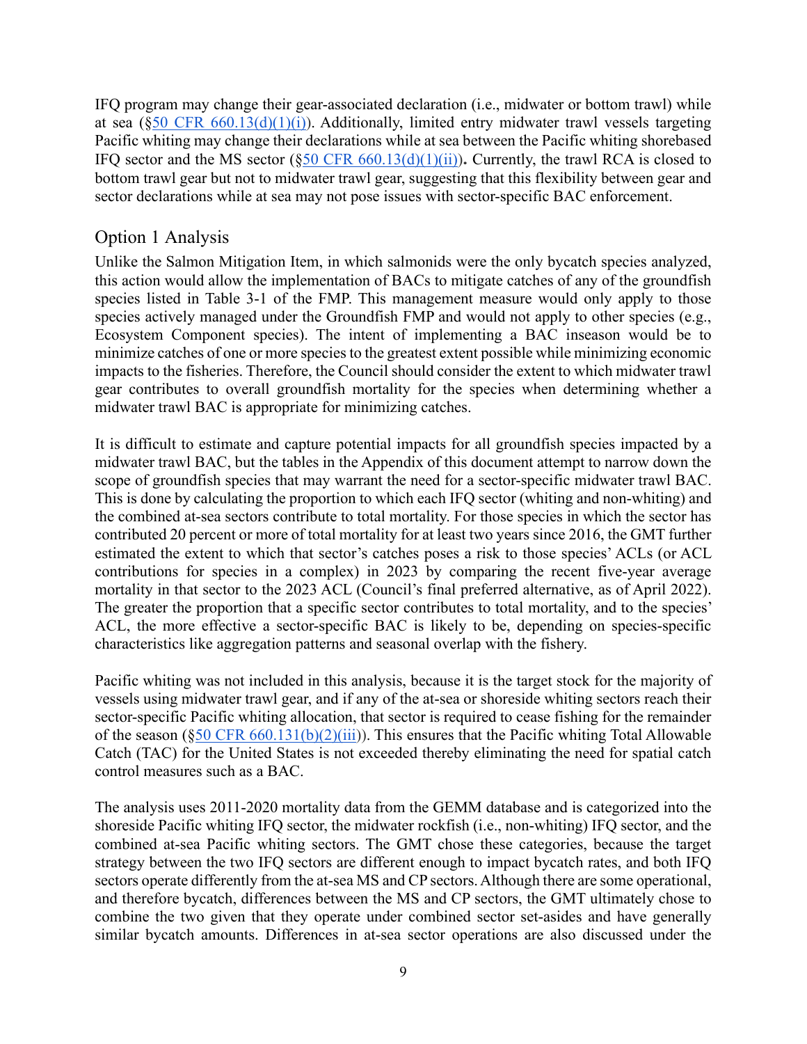IFQ program may change their gear-associated declaration (i.e., midwater or bottom trawl) while at sea (§50 CFR 660.13(d)(1)(i)). Additionally, limited entry midwater trawl vessels targeting Pacific whiting may change their declarations while at sea between the Pacific whiting shorebased IFQ sector and the MS sector (§50 CFR 660.13(d)(1)(ii)). Currently, the trawl RCA is closed to bottom trawl gear but not to midwater trawl gear, suggesting that this flexibility between gear and sector declarations while at sea may not pose issues with sector-specific BAC enforcement.

## Option 1 Analysis

Unlike the Salmon Mitigation Item, in which salmonids were the only bycatch species analyzed, this action would allow the implementation of BACs to mitigate catches of any of the groundfish species listed in Table 3-1 of the FMP. This management measure would only apply to those species actively managed under the Groundfish FMP and would not apply to other species (e.g., Ecosystem Component species). The intent of implementing a BAC inseason would be to minimize catches of one or more species to the greatest extent possible while minimizing economic impacts to the fisheries. Therefore, the Council should consider the extent to which midwater trawl gear contributes to overall groundfish mortality for the species when determining whether a midwater trawl BAC is appropriate for minimizing catches.

It is difficult to estimate and capture potential impacts for all groundfish species impacted by a midwater trawl BAC, but the tables in the Appendix of this document attempt to narrow down the scope of groundfish species that may warrant the need for a sector-specific midwater trawl BAC. This is done by calculating the proportion to which each IFQ sector (whiting and non-whiting) and the combined at-sea sectors contribute to total mortality. For those species in which the sector has contributed 20 percent or more of total mortality for at least two years since 2016, the GMT further estimated the extent to which that sector's catches poses a risk to those species' ACLs (or ACL contributions for species in a complex) in 2023 by comparing the recent five-year average mortality in that sector to the 2023 ACL (Council's final preferred alternative, as of April 2022). The greater the proportion that a specific sector contributes to total mortality, and to the species' ACL, the more effective a sector-specific BAC is likely to be, depending on species-specific characteristics like aggregation patterns and seasonal overlap with the fishery.

Pacific whiting was not included in this analysis, because it is the target stock for the majority of vessels using midwater trawl gear, and if any of the at-sea or shoreside whiting sectors reach their sector-specific Pacific whiting allocation, that sector is required to cease fishing for the remainder of the season (§50 CFR 660.131(b)(2)(iii)). This ensures that the Pacific whiting Total Allowable Catch (TAC) for the United States is not exceeded thereby eliminating the need for spatial catch control measures such as a BAC.

The analysis uses 2011-2020 mortality data from the GEMM database and is categorized into the shoreside Pacific whiting IFQ sector, the midwater rockfish (i.e., non-whiting) IFQ sector, and the combined at-sea Pacific whiting sectors. The GMT chose these categories, because the target strategy between the two IFQ sectors are different enough to impact bycatch rates, and both IFQ sectors operate differently from the at-sea MS and CP sectors. Although there are some operational, and therefore bycatch, differences between the MS and CP sectors, the GMT ultimately chose to combine the two given that they operate under combined sector set-asides and have generally similar bycatch amounts. Differences in at-sea sector operations are also discussed under the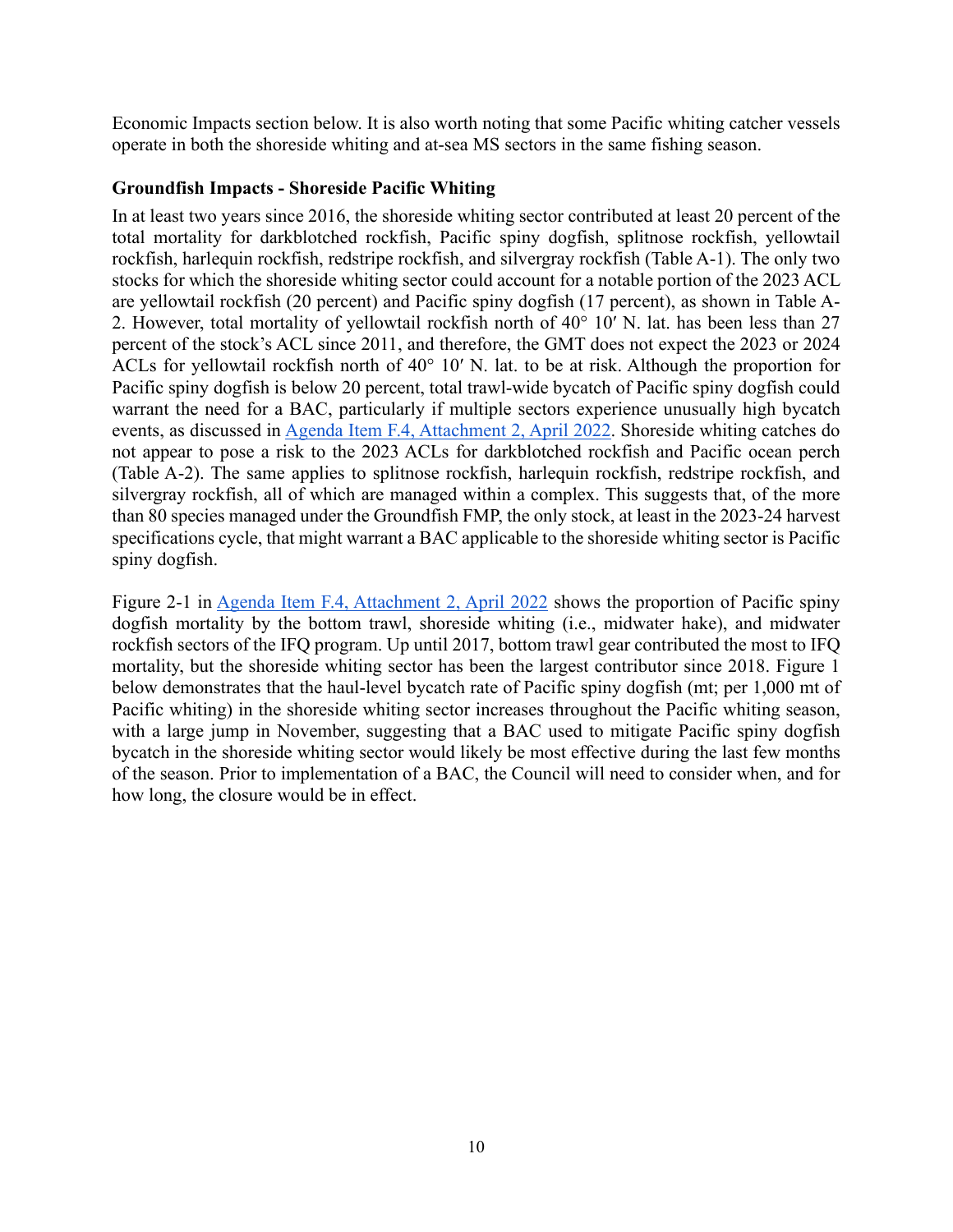Economic Impacts section below. It is also worth noting that some Pacific whiting catcher vessels operate in both the shoreside whiting and at-sea MS sectors in the same fishing season.

**Groundfish Impacts - Shoreside Pacific Whiting**

In at least two years since 2016, the shoreside whiting sector contributed at least 20 percent of the total mortality for darkblotched rockfish, Pacific spiny dogfish, splitnose rockfish, yellowtail rockfish, harlequin rockfish, redstripe rockfish, and silvergray rockfish (Table A-1). The only two stocks for which the shoreside whiting sector could account for a notable portion of the 2023 ACL are yellowtail rockfish (20 percent) and Pacific spiny dogfish (17 percent), as shown in Table A-2. However, total mortality of yellowtail rockfish north of 40° 10′ N. lat. has been less than 27 percent of the stock's ACL since 2011, and therefore, the GMT does not expect the 2023 or 2024 ACLs for yellowtail rockfish north of 40° 10′ N. lat. to be at risk. Although the proportion for Pacific spiny dogfish is below 20 percent, total trawl-wide bycatch of Pacific spiny dogfish could warrant the need for a BAC, particularly if multiple sectors experience unusually high bycatch events, as discussed in Agenda Item F.4, Attachment 2, April 2022. Shoreside whiting catches do not appear to pose a risk to the 2023 ACLs for darkblotched rockfish and Pacific ocean perch (Table A-2). The same applies to splitnose rockfish, harlequin rockfish, redstripe rockfish, and silvergray rockfish, all of which are managed within a complex. This suggests that, of the more than 80 species managed under the Groundfish FMP, the only stock, at least in the 2023-24 harvest specifications cycle, that might warrant a BAC applicable to the shoreside whiting sector is Pacific spiny dogfish.

Figure 2-1 in Agenda Item F.4, Attachment 2, April 2022 shows the proportion of Pacific spiny dogfish mortality by the bottom trawl, shoreside whiting (i.e., midwater hake), and midwater rockfish sectors of the IFQ program. Up until 2017, bottom trawl gear contributed the most to IFQ mortality, but the shoreside whiting sector has been the largest contributor since 2018. Figure 1 below demonstrates that the haul-level bycatch rate of Pacific spiny dogfish (mt; per 1,000 mt of Pacific whiting) in the shoreside whiting sector increases throughout the Pacific whiting season, with a large jump in November, suggesting that a BAC used to mitigate Pacific spiny dogfish bycatch in the shoreside whiting sector would likely be most effective during the last few months of the season. Prior to implementation of a BAC, the Council will need to consider when, and for how long, the closure would be in effect.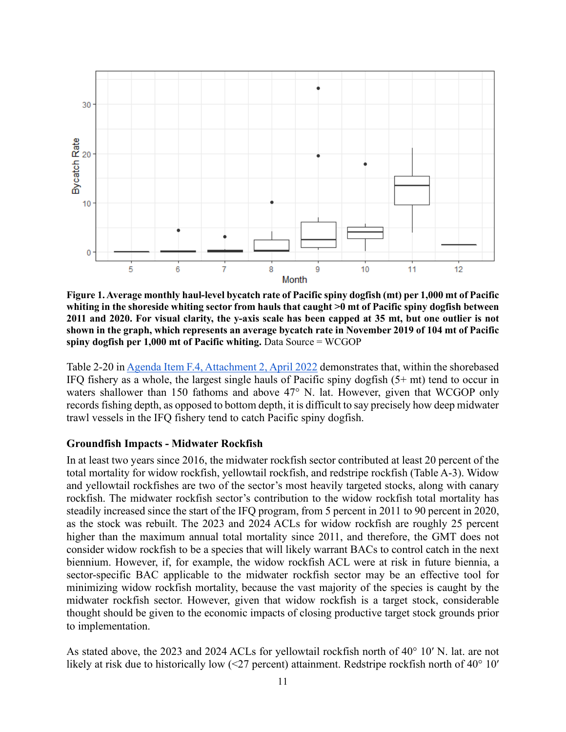**Figure 1. Average monthly haul-level bycatch rate of Pacific spiny dogfish (mt) per 1,000 mt of Pacific whiting in the shoreside whiting sector from hauls that caught >0 mt of Pacific spiny dogfish between 2011 and 2020. For visual clarity, the y-axis scale has been capped at 35 mt, but one outlier is not shown in the graph, which represents an average bycatch rate in November 2019 of 104 mt of Pacific spiny dogfish per 1,000 mt of Pacific whiting.** Data Source = WCGOP

Table 2-20 in Agenda Item F.4, Attachment 2, April 2022 demonstrates that, within the shorebased IFQ fishery as a whole, the largest single hauls of Pacific spiny dogfish (5+ mt) tend to occur in waters shallower than 150 fathoms and above 47° N. lat. However, given that WCGOP only records fishing depth, as opposed to bottom depth, it is difficult to say precisely how deep midwater trawl vessels in the IFQ fishery tend to catch Pacific spiny dogfish.

### Groundfish Impacts - Midwater Rockfish

In at least two years since 2016, the midwater rockfish sector contributed at least 20 percent of the total mortality for widow rockfish, yellowtail rockfish, and redstripe rockfish (Table A-3). Widow and yellowtail rockfishes are two of the sector's most heavily targeted stocks, along with canary rockfish. The midwater rockfish sector's contribution to the widow rockfish total mortality has steadily increased since the start of the IFQ program, from 5 percent in 2011 to 90 percent in 2020, as the stock was rebuilt. The 2023 and 2024 ACLs for widow rockfish are roughly 25 percent higher than the maximum annual total mortality since 2011, and therefore, the GMT does not consider widow rockfish to be a species that will likely warrant BACs to control catch in the next biennium. However, if, for example, the widow rockfish ACL were at risk in future biennia, a sector-specific BAC applicable to the midwater rockfish sector may be an effective tool for minimizing widow rockfish mortality, because the vast majority of the species is caught by the midwater rockfish sector. However, given that widow rockfish is a target stock, considerable thought should be given to the economic impacts of closing productive target stock grounds prior to implementation.

As stated above, the 2023 and 2024 ACLs for yellowtail rockfish north of 40° 10′ N. lat. are not likely at risk due to historically low (<27 percent) attainment. Redstripe rockfish north of 40° 10′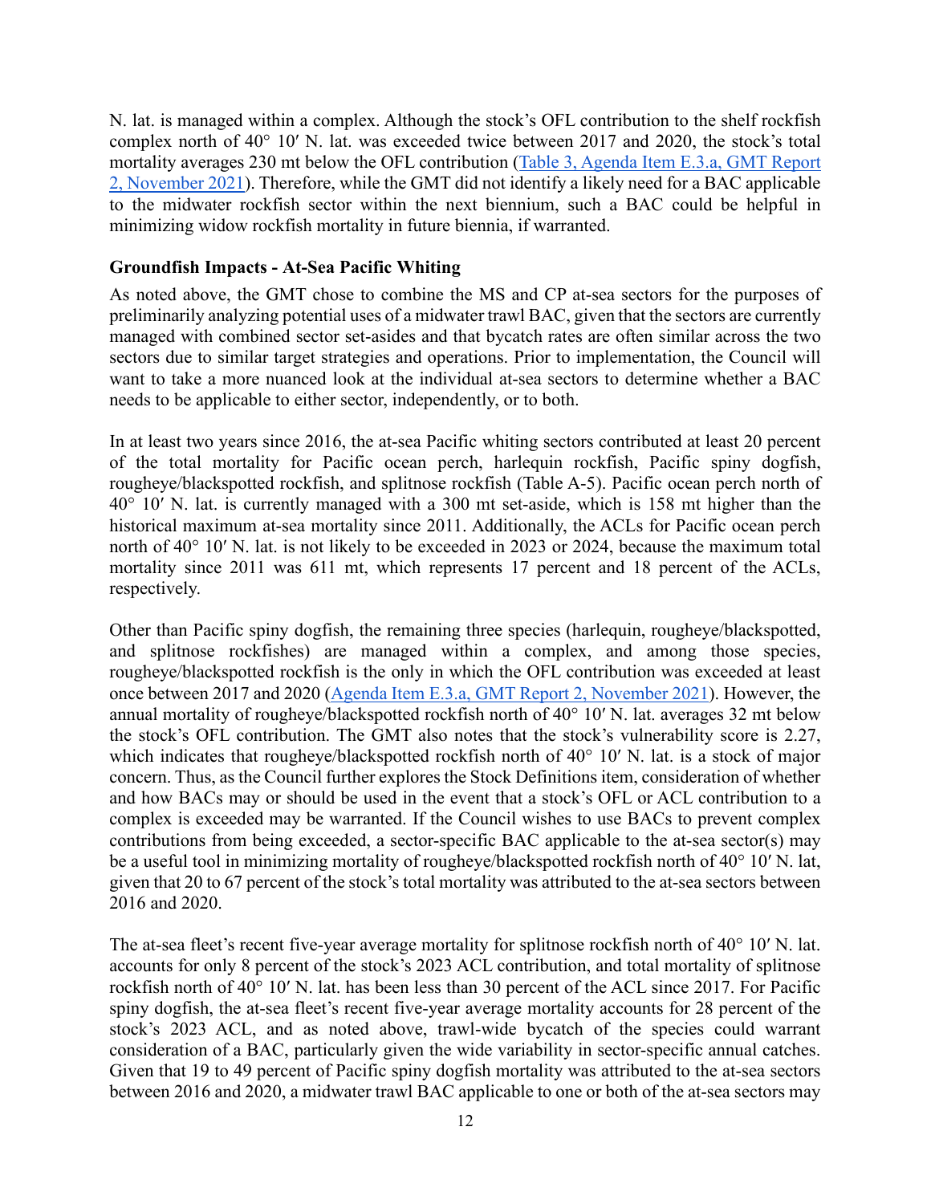N. lat. is managed within a complex. Although the stock's OFL contribution to the shelf rockfish complex north of 40° 10′ N. lat. was exceeded twice between 2017 and 2020, the stock's total mortality averages 230 mt below the OFL contribution (Table 3, Agenda Item E.3.a, GMT Report 2, November 2021). Therefore, while the GMT did not identify a likely need for a BAC applicable to the midwater rockfish sector within the next biennium, such a BAC could be helpful in minimizing widow rockfish mortality in future biennia, if warranted.

### Groundfish Impacts - At-Sea Pacific Whiting

As noted above, the GMT chose to combine the MS and CP at-sea sectors for the purposes of preliminarily analyzing potential uses of a midwater trawl BAC, given that the sectors are currently managed with combined sector set-asides and that bycatch rates are often similar across the two sectors due to similar target strategies and operations. Prior to implementation, the Council will want to take a more nuanced look at the individual at-sea sectors to determine whether a BAC needs to be applicable to either sector, independently, or to both.

In at least two years since 2016, the at-sea Pacific whiting sectors contributed at least 20 percent of the total mortality for Pacific ocean perch, harlequin rockfish, Pacific spiny dogfish, rougheye/blackspotted rockfish, and splitnose rockfish (Table A-5). Pacific ocean perch north of 40° 10′ N. lat. is currently managed with a 300 mt set-aside, which is 158 mt higher than the historical maximum at-sea mortality since 2011. Additionally, the ACLs for Pacific ocean perch north of 40° 10′ N. lat. is not likely to be exceeded in 2023 or 2024, because the maximum total mortality since 2011 was 611 mt, which represents 17 percent and 18 percent of the ACLs, respectively.

Other than Pacific spiny dogfish, the remaining three species (harlequin, rougheye/blackspotted, and splitnose rockfishes) are managed within a complex, and among those species, rougheye/blackspotted rockfish is the only in which the OFL contribution was exceeded at least once between 2017 and 2020 (Agenda Item E.3.a, GMT Report 2, November 2021). However, the annual mortality of rougheye/blackspotted rockfish north of 40° 10′ N. lat. averages 32 mt below the stock's OFL contribution. The GMT also notes that the stock's vulnerability score is 2.27, which indicates that rougheye/blackspotted rockfish north of 40° 10′ N. lat. is a stock of major concern. Thus, as the Council further explores the Stock Definitions item, consideration of whether and how BACs may or should be used in the event that a stock's OFL or ACL contribution to a complex is exceeded may be warranted. If the Council wishes to use BACs to prevent complex contributions from being exceeded, a sector-specific BAC applicable to the at-sea sector(s) may be a useful tool in minimizing mortality of rougheye/blackspotted rockfish north of 40° 10′ N. lat, given that 20 to 67 percent of the stock's total mortality was attributed to the at-sea sectors between 2016 and 2020.

The at-sea fleet's recent five-year average mortality for splitnose rockfish north of 40° 10′ N. lat. accounts for only 8 percent of the stock's 2023 ACL contribution, and total mortality of splitnose rockfish north of 40° 10′ N. lat. has been less than 30 percent of the ACL since 2017. For Pacific spiny dogfish, the at-sea fleet's recent five-year average mortality accounts for 28 percent of the stock's 2023 ACL, and as noted above, trawl-wide bycatch of the species could warrant consideration of a BAC, particularly given the wide variability in sector-specific annual catches. Given that 19 to 49 percent of Pacific spiny dogfish mortality was attributed to the at-sea sectors between 2016 and 2020, a midwater trawl BAC applicable to one or both of the at-sea sectors may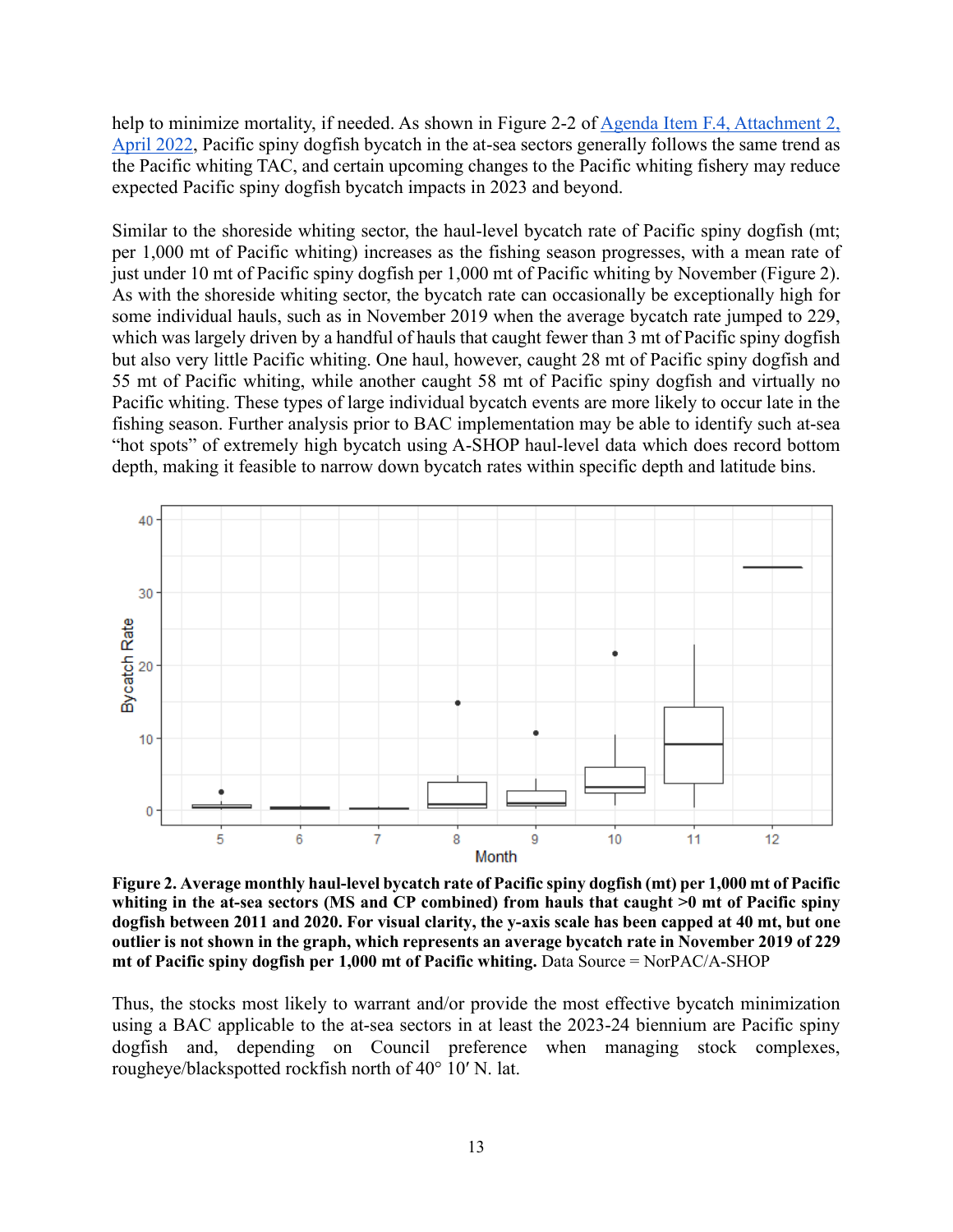help to minimize mortality, if needed. As shown in Figure 2-2 of [Agenda Item F.4, Attachment 2, April 2022](), Pacific spiny dogfish bycatch in the at-sea sectors generally follows the same trend as the Pacific whiting TAC, and certain upcoming changes to the Pacific whiting fishery may reduce expected Pacific spiny dogfish bycatch impacts in 2023 and beyond.

Similar to the shoreside whiting sector, the haul-level bycatch rate of Pacific spiny dogfish (mt; per 1,000 mt of Pacific whiting) increases as the fishing season progresses, with a mean rate of just under 10 mt of Pacific spiny dogfish per 1,000 mt of Pacific whiting by November (Figure 2). As with the shoreside whiting sector, the bycatch rate can occasionally be exceptionally high for some individual hauls, such as in November 2019 when the average bycatch rate jumped to 229, which was largely driven by a handful of hauls that caught fewer than 3 mt of Pacific spiny dogfish but also very little Pacific whiting. One haul, however, caught 28 mt of Pacific spiny dogfish and 55 mt of Pacific whiting, while another caught 58 mt of Pacific spiny dogfish and virtually no Pacific whiting. These types of large individual bycatch events are more likely to occur late in the fishing season. Further analysis prior to BAC implementation may be able to identify such at-sea "hot spots" of extremely high bycatch using A-SHOP haul-level data which does record bottom depth, making it feasible to narrow down bycatch rates within specific depth and latitude bins.

**Figure 2. Average monthly haul-level bycatch rate of Pacific spiny dogfish (mt) per 1,000 mt of Pacific whiting in the at-sea sectors (MS and CP combined) from hauls that caught >0 mt of Pacific spiny dogfish between 2011 and 2020. For visual clarity, the y-axis scale has been capped at 40 mt, but one outlier is not shown in the graph, which represents an average bycatch rate in November 2019 of 229 mt of Pacific spiny dogfish per 1,000 mt of Pacific whiting.** Data Source = NorPAC/A-SHOP

Thus, the stocks most likely to warrant and/or provide the most effective bycatch minimization using a BAC applicable to the at-sea sectors in at least the 2023-24 biennium are Pacific spiny dogfish and, depending on Council preference when managing stock complexes, rougheye/blackspotted rockfish north of 40° 10′ N. lat.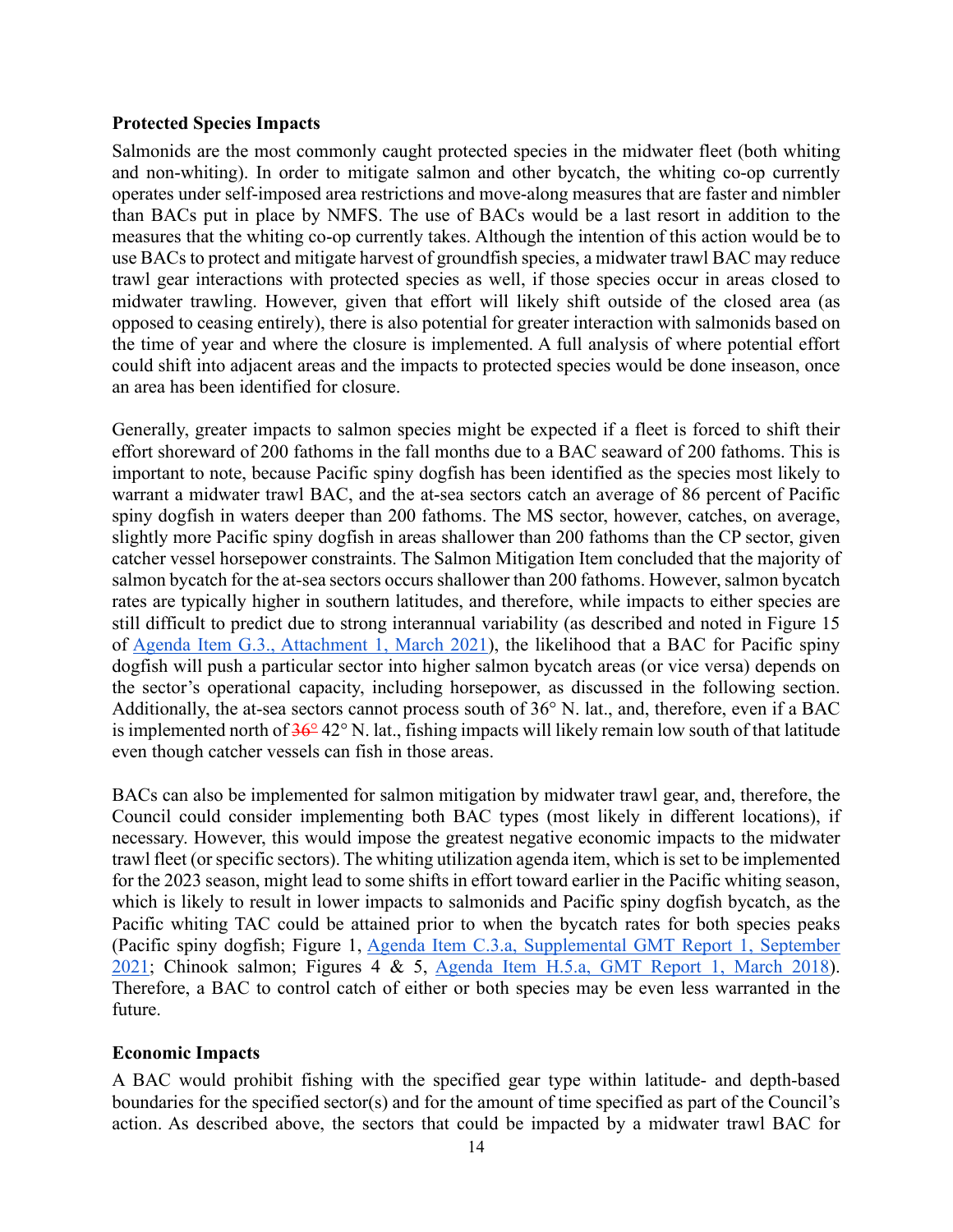### Protected Species Impacts

Salmonids are the most commonly caught protected species in the midwater fleet (both whiting and non-whiting). In order to mitigate salmon and other bycatch, the whiting co-op currently operates under self-imposed area restrictions and move-along measures that are faster and nimbler than BACs put in place by NMFS. The use of BACs would be a last resort in addition to the measures that the whiting co-op currently takes. Although the intention of this action would be to use BACs to protect and mitigate harvest of groundfish species, a midwater trawl BAC may reduce trawl gear interactions with protected species as well, if those species occur in areas closed to midwater trawling. However, given that effort will likely shift outside of the closed area (as opposed to ceasing entirely), there is also potential for greater interaction with salmonids based on the time of year and where the closure is implemented. A full analysis of where potential effort could shift into adjacent areas and the impacts to protected species would be done inseason, once an area has been identified for closure.

Generally, greater impacts to salmon species might be expected if a fleet is forced to shift their effort shoreward of 200 fathoms in the fall months due to a BAC seaward of 200 fathoms. This is important to note, because Pacific spiny dogfish has been identified as the species most likely to warrant a midwater trawl BAC, and the at-sea sectors catch an average of 86 percent of Pacific spiny dogfish in waters deeper than 200 fathoms. The MS sector, however, catches, on average, slightly more Pacific spiny dogfish in areas shallower than 200 fathoms than the CP sector, given catcher vessel horsepower constraints. The Salmon Mitigation Item concluded that the majority of salmon bycatch for the at-sea sectors occurs shallower than 200 fathoms. However, salmon bycatch rates are typically higher in southern latitudes, and therefore, while impacts to either species are still difficult to predict due to strong interannual variability (as described and noted in Figure 15 of [Agenda Item G.3., Attachment 1, March 2021]), the likelihood that a BAC for Pacific spiny dogfish will push a particular sector into higher salmon bycatch areas (or vice versa) depends on the sector's operational capacity, including horsepower, as discussed in the following section. Additionally, the at-sea sectors cannot process south of 36° N. lat., and, therefore, even if a BAC is implemented north of ~~36°~~ 42° N. lat., fishing impacts will likely remain low south of that latitude even though catcher vessels can fish in those areas.

BACs can also be implemented for salmon mitigation by midwater trawl gear, and, therefore, the Council could consider implementing both BAC types (most likely in different locations), if necessary. However, this would impose the greatest negative economic impacts to the midwater trawl fleet (or specific sectors). The whiting utilization agenda item, which is set to be implemented for the 2023 season, might lead to some shifts in effort toward earlier in the Pacific whiting season, which is likely to result in lower impacts to salmonids and Pacific spiny dogfish bycatch, as the Pacific whiting TAC could be attained prior to when the bycatch rates for both species peaks (Pacific spiny dogfish; Figure 1, [Agenda Item C.3.a, Supplemental GMT Report 1, September 2021]; Chinook salmon; Figures 4 & 5, [Agenda Item H.5.a, GMT Report 1, March 2018]). Therefore, a BAC to control catch of either or both species may be even less warranted in the future.

### Economic Impacts

A BAC would prohibit fishing with the specified gear type within latitude- and depth-based boundaries for the specified sector(s) and for the amount of time specified as part of the Council's action. As described above, the sectors that could be impacted by a midwater trawl BAC for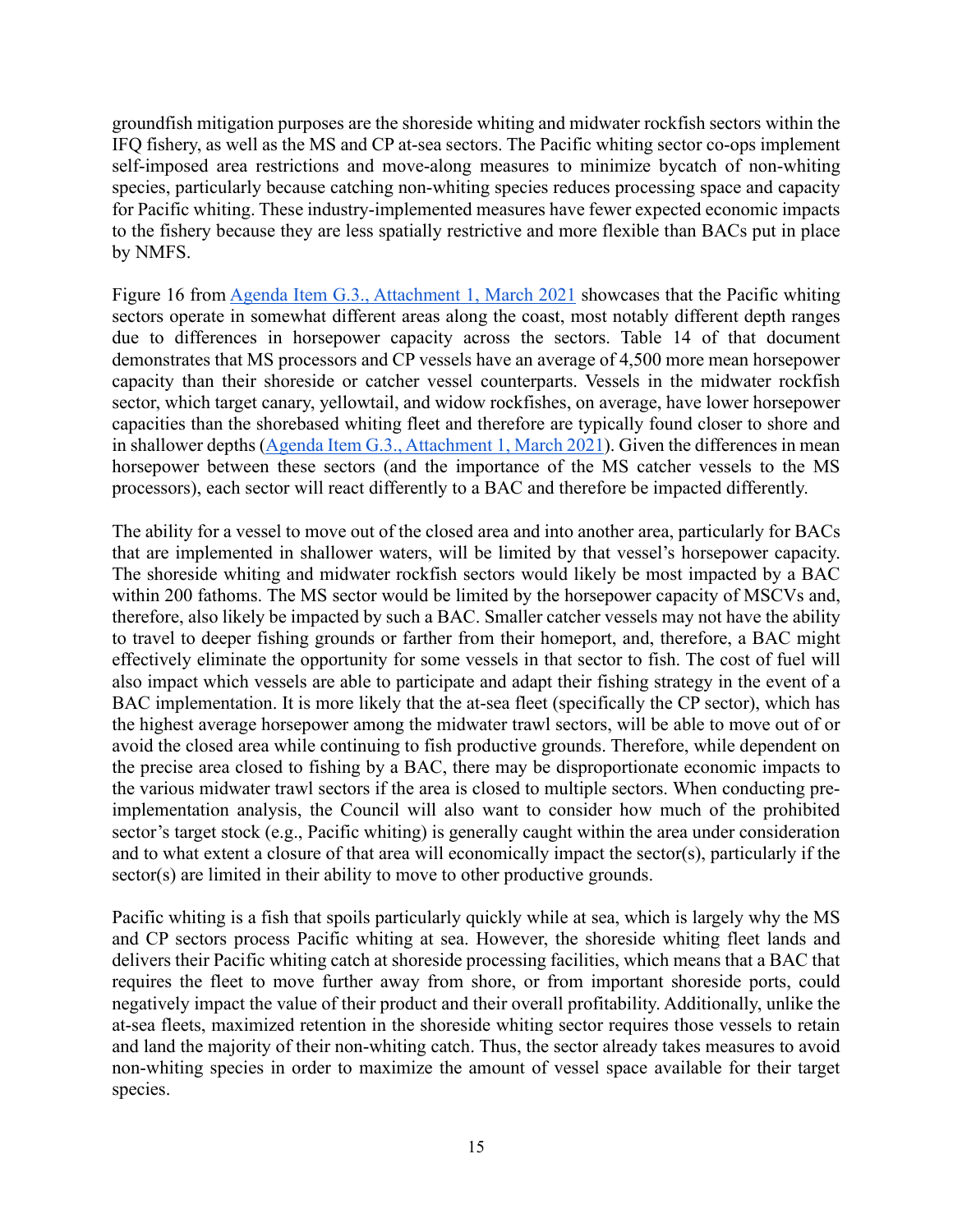groundfish mitigation purposes are the shoreside whiting and midwater rockfish sectors within the IFQ fishery, as well as the MS and CP at-sea sectors. The Pacific whiting sector co-ops implement self-imposed area restrictions and move-along measures to minimize bycatch of non-whiting species, particularly because catching non-whiting species reduces processing space and capacity for Pacific whiting. These industry-implemented measures have fewer expected economic impacts to the fishery because they are less spatially restrictive and more flexible than BACs put in place by NMFS.

Figure 16 from [Agenda Item G.3., Attachment 1, March 2021] showcases that the Pacific whiting sectors operate in somewhat different areas along the coast, most notably different depth ranges due to differences in horsepower capacity across the sectors. Table 14 of that document demonstrates that MS processors and CP vessels have an average of 4,500 more mean horsepower capacity than their shoreside or catcher vessel counterparts. Vessels in the midwater rockfish sector, which target canary, yellowtail, and widow rockfishes, on average, have lower horsepower capacities than the shorebased whiting fleet and therefore are typically found closer to shore and in shallower depths ([Agenda Item G.3., Attachment 1, March 2021]). Given the differences in mean horsepower between these sectors (and the importance of the MS catcher vessels to the MS processors), each sector will react differently to a BAC and therefore be impacted differently.

The ability for a vessel to move out of the closed area and into another area, particularly for BACs that are implemented in shallower waters, will be limited by that vessel's horsepower capacity. The shoreside whiting and midwater rockfish sectors would likely be most impacted by a BAC within 200 fathoms. The MS sector would be limited by the horsepower capacity of MSCVs and, therefore, also likely be impacted by such a BAC. Smaller catcher vessels may not have the ability to travel to deeper fishing grounds or farther from their homeport, and, therefore, a BAC might effectively eliminate the opportunity for some vessels in that sector to fish. The cost of fuel will also impact which vessels are able to participate and adapt their fishing strategy in the event of a BAC implementation. It is more likely that the at-sea fleet (specifically the CP sector), which has the highest average horsepower among the midwater trawl sectors, will be able to move out of or avoid the closed area while continuing to fish productive grounds. Therefore, while dependent on the precise area closed to fishing by a BAC, there may be disproportionate economic impacts to the various midwater trawl sectors if the area is closed to multiple sectors. When conducting pre-implementation analysis, the Council will also want to consider how much of the prohibited sector's target stock (e.g., Pacific whiting) is generally caught within the area under consideration and to what extent a closure of that area will economically impact the sector(s), particularly if the sector(s) are limited in their ability to move to other productive grounds.

Pacific whiting is a fish that spoils particularly quickly while at sea, which is largely why the MS and CP sectors process Pacific whiting at sea. However, the shoreside whiting fleet lands and delivers their Pacific whiting catch at shoreside processing facilities, which means that a BAC that requires the fleet to move further away from shore, or from important shoreside ports, could negatively impact the value of their product and their overall profitability. Additionally, unlike the at-sea fleets, maximized retention in the shoreside whiting sector requires those vessels to retain and land the majority of their non-whiting catch. Thus, the sector already takes measures to avoid non-whiting species in order to maximize the amount of vessel space available for their target species.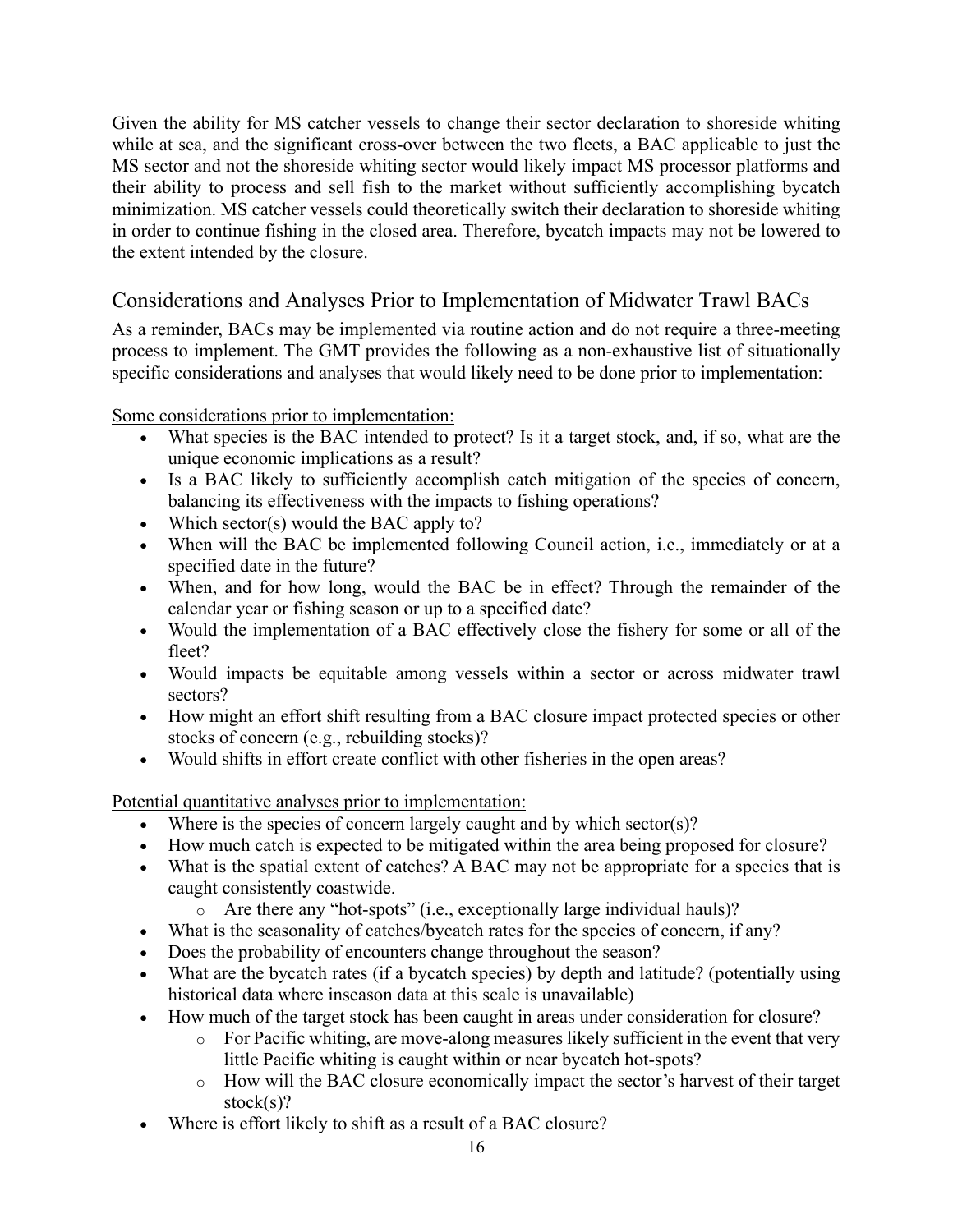Given the ability for MS catcher vessels to change their sector declaration to shoreside whiting while at sea, and the significant cross-over between the two fleets, a BAC applicable to just the MS sector and not the shoreside whiting sector would likely impact MS processor platforms and their ability to process and sell fish to the market without sufficiently accomplishing bycatch minimization. MS catcher vessels could theoretically switch their declaration to shoreside whiting in order to continue fishing in the closed area. Therefore, bycatch impacts may not be lowered to the extent intended by the closure.

## Considerations and Analyses Prior to Implementation of Midwater Trawl BACs

As a reminder, BACs may be implemented via routine action and do not require a three-meeting process to implement. The GMT provides the following as a non-exhaustive list of situationally specific considerations and analyses that would likely need to be done prior to implementation:

Some considerations prior to implementation:

- What species is the BAC intended to protect? Is it a target stock, and, if so, what are the unique economic implications as a result?
- Is a BAC likely to sufficiently accomplish catch mitigation of the species of concern, balancing its effectiveness with the impacts to fishing operations?
- Which sector(s) would the BAC apply to?
- When will the BAC be implemented following Council action, i.e., immediately or at a specified date in the future?
- When, and for how long, would the BAC be in effect? Through the remainder of the calendar year or fishing season or up to a specified date?
- Would the implementation of a BAC effectively close the fishery for some or all of the fleet?
- Would impacts be equitable among vessels within a sector or across midwater trawl sectors?
- How might an effort shift resulting from a BAC closure impact protected species or other stocks of concern (e.g., rebuilding stocks)?
- Would shifts in effort create conflict with other fisheries in the open areas?

Potential quantitative analyses prior to implementation:

- Where is the species of concern largely caught and by which sector(s)?
- How much catch is expected to be mitigated within the area being proposed for closure?
- What is the spatial extent of catches? A BAC may not be appropriate for a species that is caught consistently coastwide.
    - Are there any "hot-spots" (i.e., exceptionally large individual hauls)?
- What is the seasonality of catches/bycatch rates for the species of concern, if any?
- Does the probability of encounters change throughout the season?
- What are the bycatch rates (if a bycatch species) by depth and latitude? (potentially using historical data where inseason data at this scale is unavailable)
- How much of the target stock has been caught in areas under consideration for closure?
    - For Pacific whiting, are move-along measures likely sufficient in the event that very little Pacific whiting is caught within or near bycatch hot-spots?
    - How will the BAC closure economically impact the sector's harvest of their target stock(s)?
- Where is effort likely to shift as a result of a BAC closure?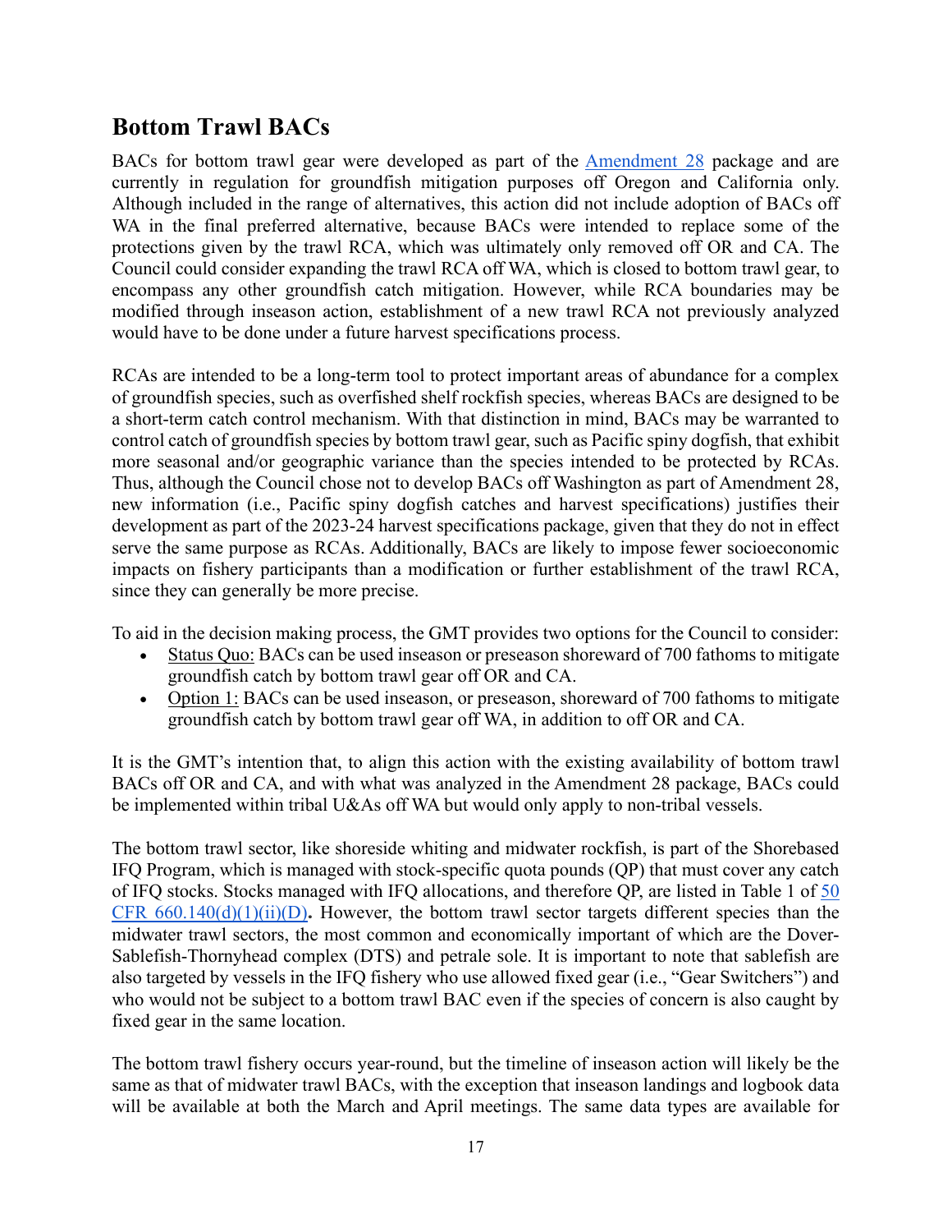## Bottom Trawl BACs

BACs for bottom trawl gear were developed as part of the Amendment 28 package and are currently in regulation for groundfish mitigation purposes off Oregon and California only. Although included in the range of alternatives, this action did not include adoption of BACs off WA in the final preferred alternative, because BACs were intended to replace some of the protections given by the trawl RCA, which was ultimately only removed off OR and CA. The Council could consider expanding the trawl RCA off WA, which is closed to bottom trawl gear, to encompass any other groundfish catch mitigation. However, while RCA boundaries may be modified through inseason action, establishment of a new trawl RCA not previously analyzed would have to be done under a future harvest specifications process.

RCAs are intended to be a long-term tool to protect important areas of abundance for a complex of groundfish species, such as overfished shelf rockfish species, whereas BACs are designed to be a short-term catch control mechanism. With that distinction in mind, BACs may be warranted to control catch of groundfish species by bottom trawl gear, such as Pacific spiny dogfish, that exhibit more seasonal and/or geographic variance than the species intended to be protected by RCAs. Thus, although the Council chose not to develop BACs off Washington as part of Amendment 28, new information (i.e., Pacific spiny dogfish catches and harvest specifications) justifies their development as part of the 2023-24 harvest specifications package, given that they do not in effect serve the same purpose as RCAs. Additionally, BACs are likely to impose fewer socioeconomic impacts on fishery participants than a modification or further establishment of the trawl RCA, since they can generally be more precise.

To aid in the decision making process, the GMT provides two options for the Council to consider:

- Status Quo: BACs can be used inseason or preseason shoreward of 700 fathoms to mitigate groundfish catch by bottom trawl gear off OR and CA.
- Option 1: BACs can be used inseason, or preseason, shoreward of 700 fathoms to mitigate groundfish catch by bottom trawl gear off WA, in addition to off OR and CA.

It is the GMT's intention that, to align this action with the existing availability of bottom trawl BACs off OR and CA, and with what was analyzed in the Amendment 28 package, BACs could be implemented within tribal U&As off WA but would only apply to non-tribal vessels.

The bottom trawl sector, like shoreside whiting and midwater rockfish, is part of the Shorebased IFQ Program, which is managed with stock-specific quota pounds (QP) that must cover any catch of IFQ stocks. Stocks managed with IFQ allocations, and therefore QP, are listed in Table 1 of 50 CFR 660.140(d)(1)(ii)(D)**.** However, the bottom trawl sector targets different species than the midwater trawl sectors, the most common and economically important of which are the Dover-Sablefish-Thornyhead complex (DTS) and petrale sole. It is important to note that sablefish are also targeted by vessels in the IFQ fishery who use allowed fixed gear (i.e., "Gear Switchers") and who would not be subject to a bottom trawl BAC even if the species of concern is also caught by fixed gear in the same location.

The bottom trawl fishery occurs year-round, but the timeline of inseason action will likely be the same as that of midwater trawl BACs, with the exception that inseason landings and logbook data will be available at both the March and April meetings. The same data types are available for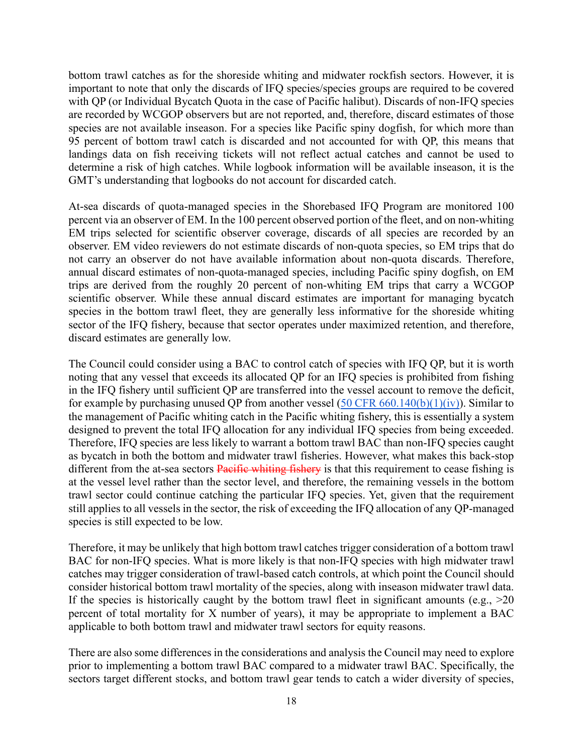bottom trawl catches as for the shoreside whiting and midwater rockfish sectors. However, it is important to note that only the discards of IFQ species/species groups are required to be covered with QP (or Individual Bycatch Quota in the case of Pacific halibut). Discards of non-IFQ species are recorded by WCGOP observers but are not reported, and, therefore, discard estimates of those species are not available inseason. For a species like Pacific spiny dogfish, for which more than 95 percent of bottom trawl catch is discarded and not accounted for with QP, this means that landings data on fish receiving tickets will not reflect actual catches and cannot be used to determine a risk of high catches. While logbook information will be available inseason, it is the GMT's understanding that logbooks do not account for discarded catch.

At-sea discards of quota-managed species in the Shorebased IFQ Program are monitored 100 percent via an observer of EM. In the 100 percent observed portion of the fleet, and on non-whiting EM trips selected for scientific observer coverage, discards of all species are recorded by an observer. EM video reviewers do not estimate discards of non-quota species, so EM trips that do not carry an observer do not have available information about non-quota discards. Therefore, annual discard estimates of non-quota-managed species, including Pacific spiny dogfish, on EM trips are derived from the roughly 20 percent of non-whiting EM trips that carry a WCGOP scientific observer. While these annual discard estimates are important for managing bycatch species in the bottom trawl fleet, they are generally less informative for the shoreside whiting sector of the IFQ fishery, because that sector operates under maximized retention, and therefore, discard estimates are generally low.

The Council could consider using a BAC to control catch of species with IFQ QP, but it is worth noting that any vessel that exceeds its allocated QP for an IFQ species is prohibited from fishing in the IFQ fishery until sufficient QP are transferred into the vessel account to remove the deficit, for example by purchasing unused QP from another vessel ([50 CFR 660.140(b)(1)(iv)](50 CFR 660.140(b)(1)(iv))). Similar to the management of Pacific whiting catch in the Pacific whiting fishery, this is essentially a system designed to prevent the total IFQ allocation for any individual IFQ species from being exceeded. Therefore, IFQ species are less likely to warrant a bottom trawl BAC than non-IFQ species caught as bycatch in both the bottom and midwater trawl fisheries. However, what makes this back-stop different from the at-sea sectors ~~Pacific whiting fishery~~ is that this requirement to cease fishing is at the vessel level rather than the sector level, and therefore, the remaining vessels in the bottom trawl sector could continue catching the particular IFQ species. Yet, given that the requirement still applies to all vessels in the sector, the risk of exceeding the IFQ allocation of any QP-managed species is still expected to be low.

Therefore, it may be unlikely that high bottom trawl catches trigger consideration of a bottom trawl BAC for non-IFQ species. What is more likely is that non-IFQ species with high midwater trawl catches may trigger consideration of trawl-based catch controls, at which point the Council should consider historical bottom trawl mortality of the species, along with inseason midwater trawl data. If the species is historically caught by the bottom trawl fleet in significant amounts (e.g., >20 percent of total mortality for X number of years), it may be appropriate to implement a BAC applicable to both bottom trawl and midwater trawl sectors for equity reasons.

There are also some differences in the considerations and analysis the Council may need to explore prior to implementing a bottom trawl BAC compared to a midwater trawl BAC. Specifically, the sectors target different stocks, and bottom trawl gear tends to catch a wider diversity of species,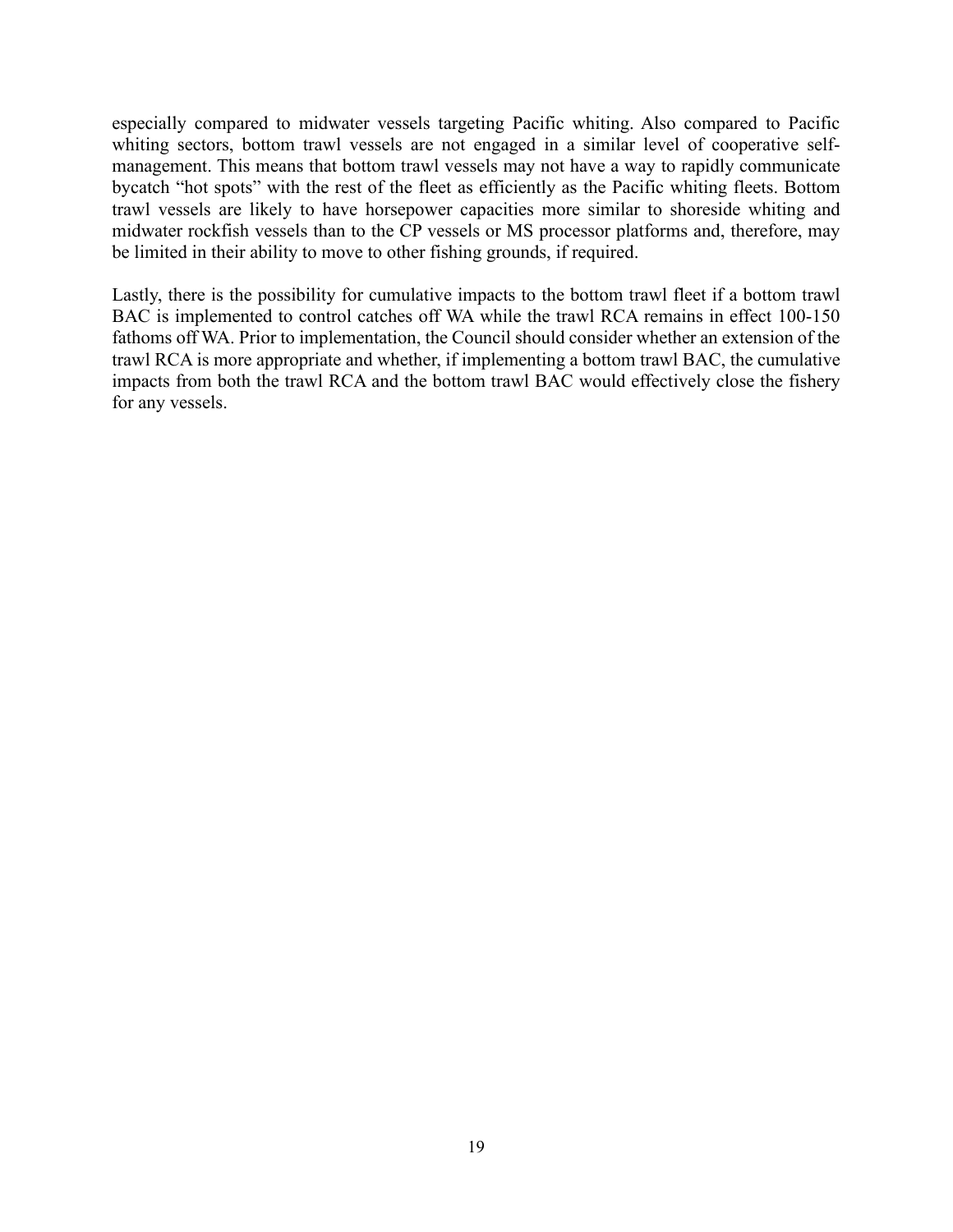especially compared to midwater vessels targeting Pacific whiting. Also compared to Pacific whiting sectors, bottom trawl vessels are not engaged in a similar level of cooperative self-management. This means that bottom trawl vessels may not have a way to rapidly communicate bycatch "hot spots" with the rest of the fleet as efficiently as the Pacific whiting fleets. Bottom trawl vessels are likely to have horsepower capacities more similar to shoreside whiting and midwater rockfish vessels than to the CP vessels or MS processor platforms and, therefore, may be limited in their ability to move to other fishing grounds, if required.

Lastly, there is the possibility for cumulative impacts to the bottom trawl fleet if a bottom trawl BAC is implemented to control catches off WA while the trawl RCA remains in effect 100-150 fathoms off WA. Prior to implementation, the Council should consider whether an extension of the trawl RCA is more appropriate and whether, if implementing a bottom trawl BAC, the cumulative impacts from both the trawl RCA and the bottom trawl BAC would effectively close the fishery for any vessels.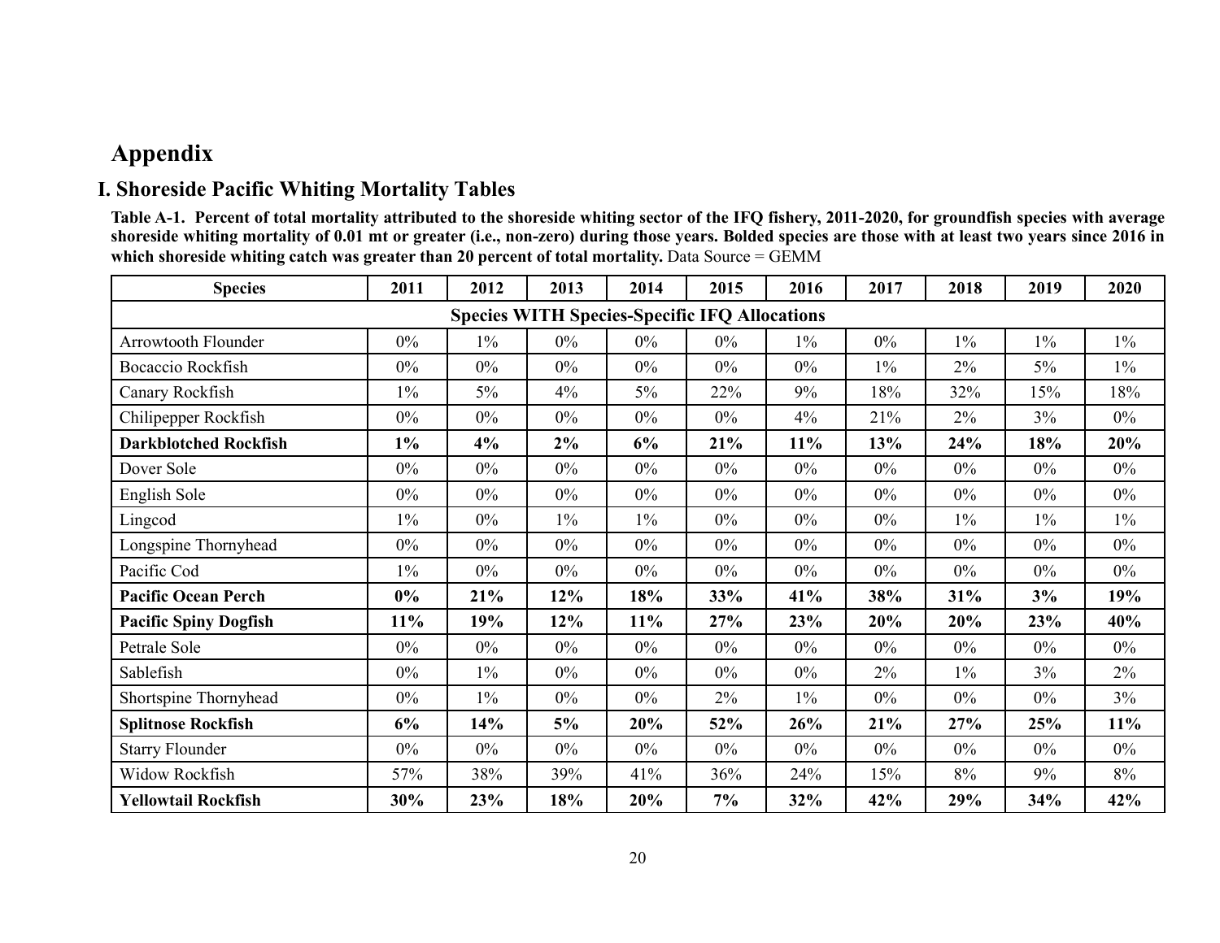# Appendix

## I. Shoreside Pacific Whiting Mortality Tables

**Table A-1. Percent of total mortality attributed to the shoreside whiting sector of the IFQ fishery, 2011-2020, for groundfish species with average shoreside whiting mortality of 0.01 mt or greater (i.e., non-zero) during those years. Bolded species are those with at least two years since 2016 in which shoreside whiting catch was greater than 20 percent of total mortality.** Data Source = GEMM

| Species | 2011 | 2012 | 2013 | 2014 | 2015 | 2016 | 2017 | 2018 | 2019 | 2020 |
|---|---|---|---|---|---|---|---|---|---|---|
| **Species WITH Species-Specific IFQ Allocations** | | | | | | | | | | |
| Arrowtooth Flounder | 0% | 1% | 0% | 0% | 0% | 1% | 0% | 1% | 1% | 1% |
| Bocaccio Rockfish | 0% | 0% | 0% | 0% | 0% | 0% | 1% | 2% | 5% | 1% |
| Canary Rockfish | 1% | 5% | 4% | 5% | 22% | 9% | 18% | 32% | 15% | 18% |
| Chilipepper Rockfish | 0% | 0% | 0% | 0% | 0% | 4% | 21% | 2% | 3% | 0% |
| **Darkblotched Rockfish** | **1%** | **4%** | **2%** | **6%** | **21%** | **11%** | **13%** | **24%** | **18%** | **20%** |
| Dover Sole | 0% | 0% | 0% | 0% | 0% | 0% | 0% | 0% | 0% | 0% |
| English Sole | 0% | 0% | 0% | 0% | 0% | 0% | 0% | 0% | 0% | 0% |
| Lingcod | 1% | 0% | 1% | 1% | 0% | 0% | 0% | 1% | 1% | 1% |
| Longspine Thornyhead | 0% | 0% | 0% | 0% | 0% | 0% | 0% | 0% | 0% | 0% |
| Pacific Cod | 1% | 0% | 0% | 0% | 0% | 0% | 0% | 0% | 0% | 0% |
| **Pacific Ocean Perch** | **0%** | **21%** | **12%** | **18%** | **33%** | **41%** | **38%** | **31%** | **3%** | **19%** |
| **Pacific Spiny Dogfish** | **11%** | **19%** | **12%** | **11%** | **27%** | **23%** | **20%** | **20%** | **23%** | **40%** |
| Petrale Sole | 0% | 0% | 0% | 0% | 0% | 0% | 0% | 0% | 0% | 0% |
| Sablefish | 0% | 1% | 0% | 0% | 0% | 0% | 2% | 1% | 3% | 2% |
| Shortspine Thornyhead | 0% | 1% | 0% | 0% | 2% | 1% | 0% | 0% | 0% | 3% |
| **Splitnose Rockfish** | **6%** | **14%** | **5%** | **20%** | **52%** | **26%** | **21%** | **27%** | **25%** | **11%** |
| Starry Flounder | 0% | 0% | 0% | 0% | 0% | 0% | 0% | 0% | 0% | 0% |
| Widow Rockfish | 57% | 38% | 39% | 41% | 36% | 24% | 15% | 8% | 9% | 8% |
| **Yellowtail Rockfish** | **30%** | **23%** | **18%** | **20%** | **7%** | **32%** | **42%** | **29%** | **34%** | **42%** |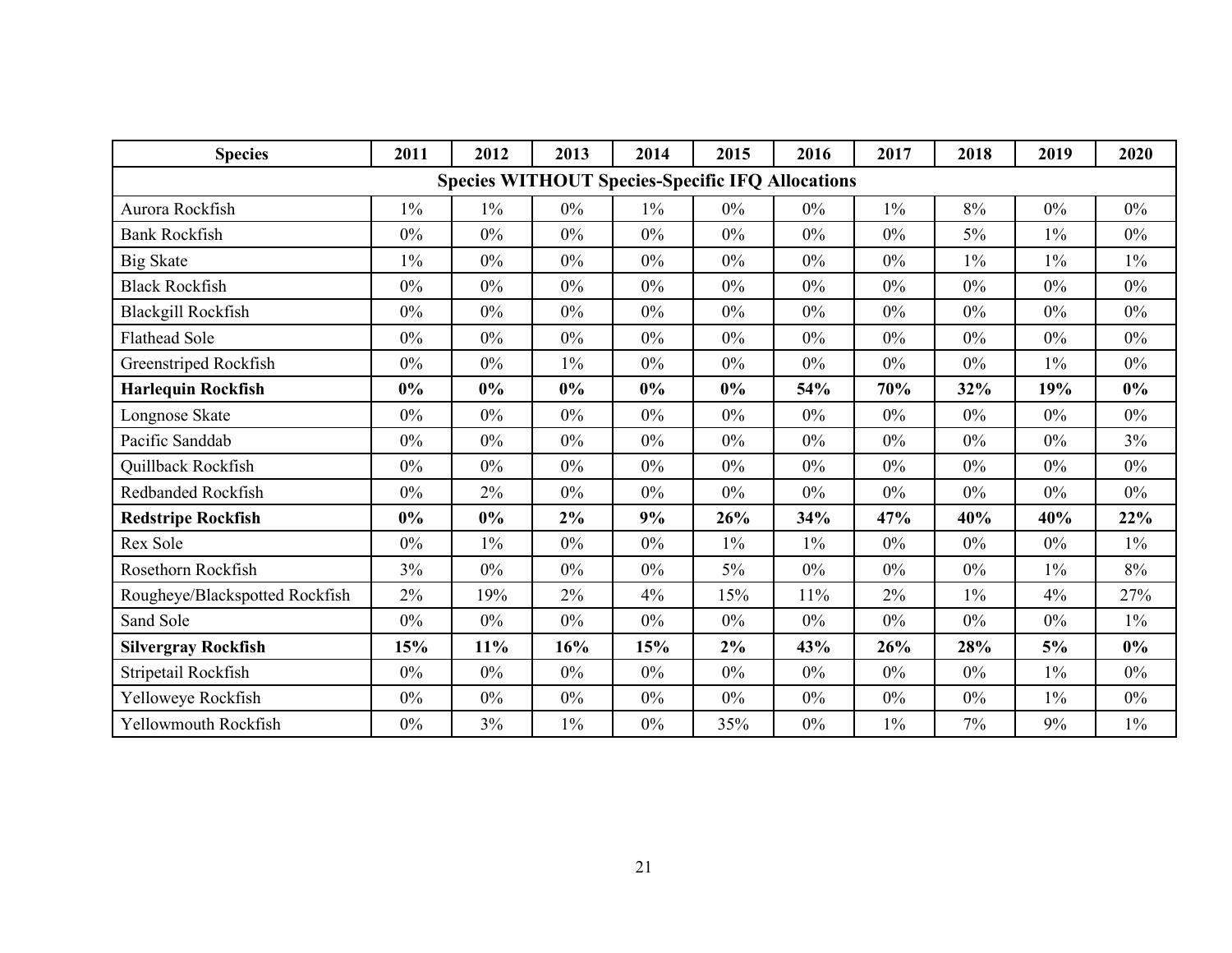| Species | 2011 | 2012 | 2013 | 2014 | 2015 | 2016 | 2017 | 2018 | 2019 | 2020 |
|---|---|---|---|---|---|---|---|---|---|---|
| **Species WITHOUT Species-Specific IFQ Allocations** | | | | | | | | | | |
| Aurora Rockfish | 1% | 1% | 0% | 1% | 0% | 0% | 1% | 8% | 0% | 0% |
| Bank Rockfish | 0% | 0% | 0% | 0% | 0% | 0% | 0% | 5% | 1% | 0% |
| Big Skate | 1% | 0% | 0% | 0% | 0% | 0% | 0% | 1% | 1% | 1% |
| Black Rockfish | 0% | 0% | 0% | 0% | 0% | 0% | 0% | 0% | 0% | 0% |
| Blackgill Rockfish | 0% | 0% | 0% | 0% | 0% | 0% | 0% | 0% | 0% | 0% |
| Flathead Sole | 0% | 0% | 0% | 0% | 0% | 0% | 0% | 0% | 0% | 0% |
| Greenstriped Rockfish | 0% | 0% | 1% | 0% | 0% | 0% | 0% | 0% | 1% | 0% |
| **Harlequin Rockfish** | **0%** | **0%** | **0%** | **0%** | **0%** | **54%** | **70%** | **32%** | **19%** | **0%** |
| Longnose Skate | 0% | 0% | 0% | 0% | 0% | 0% | 0% | 0% | 0% | 0% |
| Pacific Sanddab | 0% | 0% | 0% | 0% | 0% | 0% | 0% | 0% | 0% | 3% |
| Quillback Rockfish | 0% | 0% | 0% | 0% | 0% | 0% | 0% | 0% | 0% | 0% |
| Redbanded Rockfish | 0% | 2% | 0% | 0% | 0% | 0% | 0% | 0% | 0% | 0% |
| **Redstripe Rockfish** | **0%** | **0%** | **2%** | **9%** | **26%** | **34%** | **47%** | **40%** | **40%** | **22%** |
| Rex Sole | 0% | 1% | 0% | 0% | 1% | 1% | 0% | 0% | 0% | 1% |
| Rosethorn Rockfish | 3% | 0% | 0% | 0% | 5% | 0% | 0% | 0% | 1% | 8% |
| Rougheye/Blackspotted Rockfish | 2% | 19% | 2% | 4% | 15% | 11% | 2% | 1% | 4% | 27% |
| Sand Sole | 0% | 0% | 0% | 0% | 0% | 0% | 0% | 0% | 0% | 1% |
| **Silvergray Rockfish** | **15%** | **11%** | **16%** | **15%** | **2%** | **43%** | **26%** | **28%** | **5%** | **0%** |
| Stripetail Rockfish | 0% | 0% | 0% | 0% | 0% | 0% | 0% | 0% | 1% | 0% |
| Yelloweye Rockfish | 0% | 0% | 0% | 0% | 0% | 0% | 0% | 0% | 1% | 0% |
| Yellowmouth Rockfish | 0% | 3% | 1% | 0% | 35% | 0% | 1% | 7% | 9% | 1% |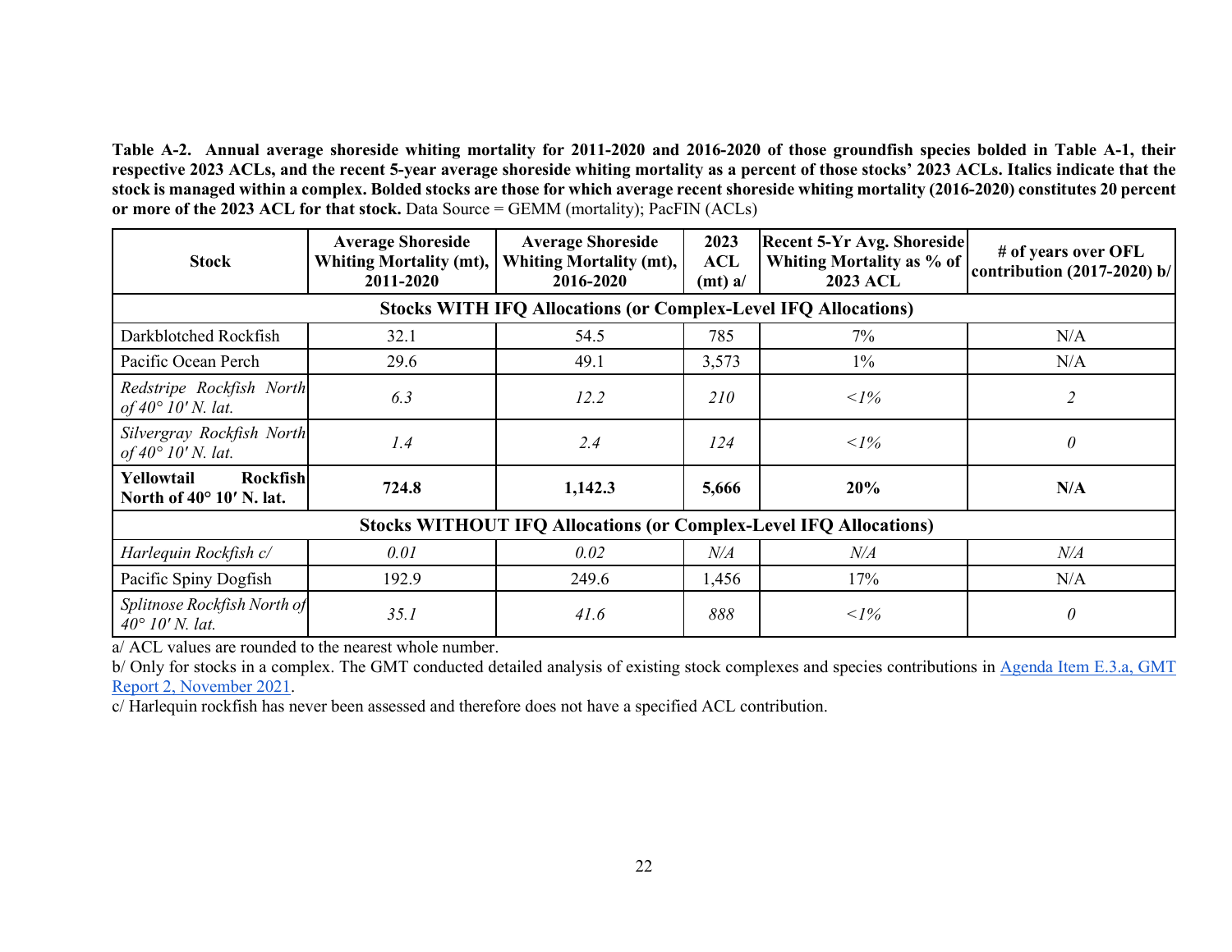**Table A-2. Annual average shoreside whiting mortality for 2011-2020 and 2016-2020 of those groundfish species bolded in Table A-1, their respective 2023 ACLs, and the recent 5-year average shoreside whiting mortality as a percent of those stocks' 2023 ACLs. Italics indicate that the stock is managed within a complex. Bolded stocks are those for which average recent shoreside whiting mortality (2016-2020) constitutes 20 percent or more of the 2023 ACL for that stock.** Data Source = GEMM (mortality); PacFIN (ACLs)

| Stock | Average Shoreside Whiting Mortality (mt), 2011-2020 | Average Shoreside Whiting Mortality (mt), 2016-2020 | 2023 ACL (mt) a/ | Recent 5-Yr Avg. Shoreside Whiting Mortality as % of 2023 ACL | # of years over OFL contribution (2017-2020) b/ |
|---|---|---|---|---|---|
| **Stocks WITH IFQ Allocations (or Complex-Level IFQ Allocations)** | | | | | |
| Darkblotched Rockfish | 32.1 | 54.5 | 785 | 7% | N/A |
| Pacific Ocean Perch | 29.6 | 49.1 | 3,573 | 1% | N/A |
| *Redstripe Rockfish North of 40° 10′ N. lat.* | *6.3* | *12.2* | *210* | *<1%* | *2* |
| *Silvergray Rockfish North of 40° 10′ N. lat.* | *1.4* | *2.4* | *124* | *<1%* | *0* |
| **Yellowtail Rockfish North of 40° 10′ N. lat.** | **724.8** | **1,142.3** | **5,666** | **20%** | **N/A** |
| **Stocks WITHOUT IFQ Allocations (or Complex-Level IFQ Allocations)** | | | | | |
| *Harlequin Rockfish c/* | *0.01* | *0.02* | *N/A* | *N/A* | *N/A* |
| Pacific Spiny Dogfish | 192.9 | 249.6 | 1,456 | 17% | N/A |
| *Splitnose Rockfish North of 40° 10′ N. lat.* | *35.1* | *41.6* | *888* | *<1%* | *0* |

a/ ACL values are rounded to the nearest whole number.

b/ Only for stocks in a complex. The GMT conducted detailed analysis of existing stock complexes and species contributions in Agenda Item E.3.a, GMT Report 2, November 2021.

c/ Harlequin rockfish has never been assessed and therefore does not have a specified ACL contribution.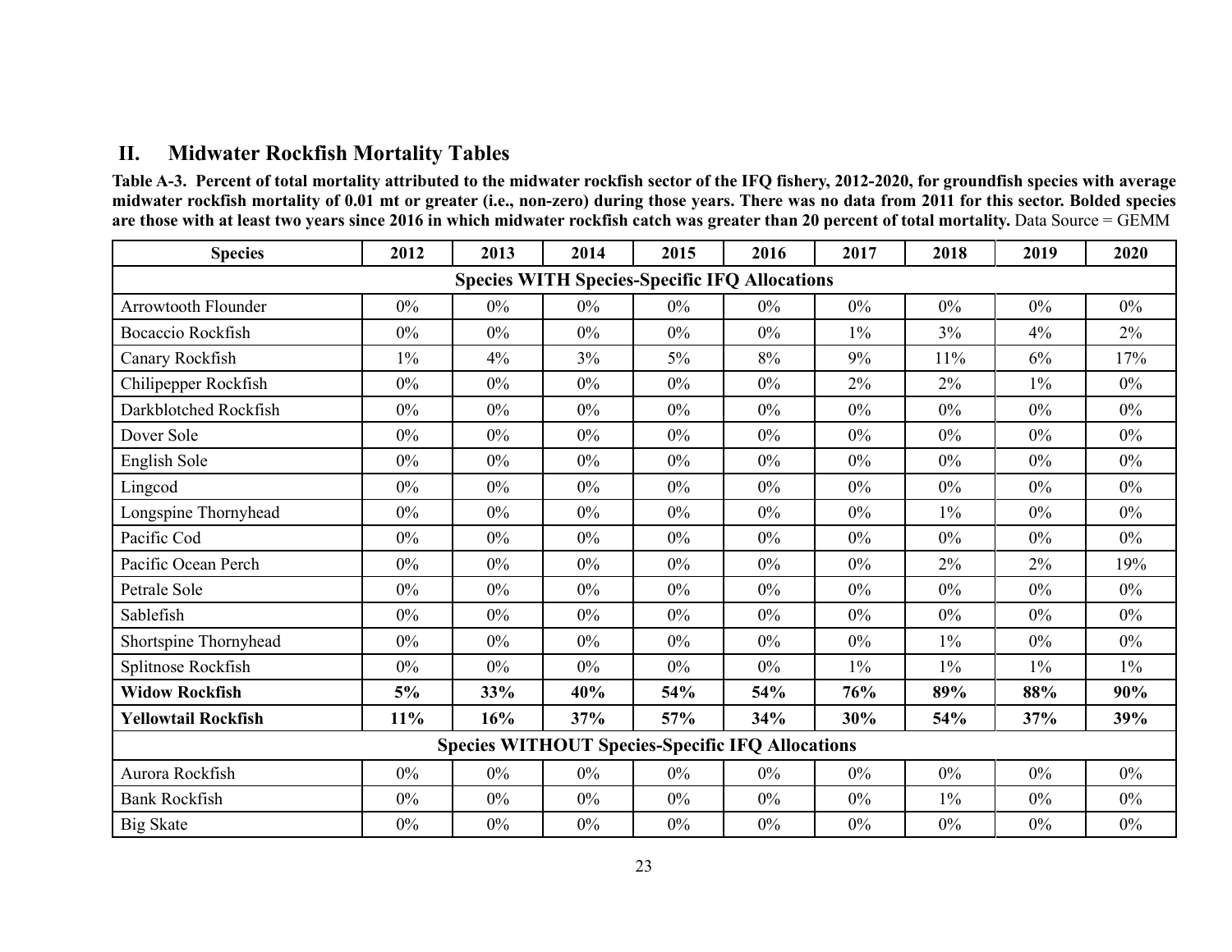## II. Midwater Rockfish Mortality Tables

**Table A-3. Percent of total mortality attributed to the midwater rockfish sector of the IFQ fishery, 2012-2020, for groundfish species with average midwater rockfish mortality of 0.01 mt or greater (i.e., non-zero) during those years. There was no data from 2011 for this sector. Bolded species are those with at least two years since 2016 in which midwater rockfish catch was greater than 20 percent of total mortality.** Data Source = GEMM

| Species | 2012 | 2013 | 2014 | 2015 | 2016 | 2017 | 2018 | 2019 | 2020 |
|---|---|---|---|---|---|---|---|---|---|
| **Species WITH Species-Specific IFQ Allocations** | | | | | | | | | |
| Arrowtooth Flounder | 0% | 0% | 0% | 0% | 0% | 0% | 0% | 0% | 0% |
| Bocaccio Rockfish | 0% | 0% | 0% | 0% | 0% | 1% | 3% | 4% | 2% |
| Canary Rockfish | 1% | 4% | 3% | 5% | 8% | 9% | 11% | 6% | 17% |
| Chilipepper Rockfish | 0% | 0% | 0% | 0% | 0% | 2% | 2% | 1% | 0% |
| Darkblotched Rockfish | 0% | 0% | 0% | 0% | 0% | 0% | 0% | 0% | 0% |
| Dover Sole | 0% | 0% | 0% | 0% | 0% | 0% | 0% | 0% | 0% |
| English Sole | 0% | 0% | 0% | 0% | 0% | 0% | 0% | 0% | 0% |
| Lingcod | 0% | 0% | 0% | 0% | 0% | 0% | 0% | 0% | 0% |
| Longspine Thornyhead | 0% | 0% | 0% | 0% | 0% | 0% | 1% | 0% | 0% |
| Pacific Cod | 0% | 0% | 0% | 0% | 0% | 0% | 0% | 0% | 0% |
| Pacific Ocean Perch | 0% | 0% | 0% | 0% | 0% | 0% | 2% | 2% | 19% |
| Petrale Sole | 0% | 0% | 0% | 0% | 0% | 0% | 0% | 0% | 0% |
| Sablefish | 0% | 0% | 0% | 0% | 0% | 0% | 0% | 0% | 0% |
| Shortspine Thornyhead | 0% | 0% | 0% | 0% | 0% | 0% | 1% | 0% | 0% |
| Splitnose Rockfish | 0% | 0% | 0% | 0% | 0% | 1% | 1% | 1% | 1% |
| **Widow Rockfish** | **5%** | **33%** | **40%** | **54%** | **54%** | **76%** | **89%** | **88%** | **90%** |
| **Yellowtail Rockfish** | **11%** | **16%** | **37%** | **57%** | **34%** | **30%** | **54%** | **37%** | **39%** |
| **Species WITHOUT Species-Specific IFQ Allocations** | | | | | | | | | |
| Aurora Rockfish | 0% | 0% | 0% | 0% | 0% | 0% | 0% | 0% | 0% |
| Bank Rockfish | 0% | 0% | 0% | 0% | 0% | 0% | 1% | 0% | 0% |
| Big Skate | 0% | 0% | 0% | 0% | 0% | 0% | 0% | 0% | 0% |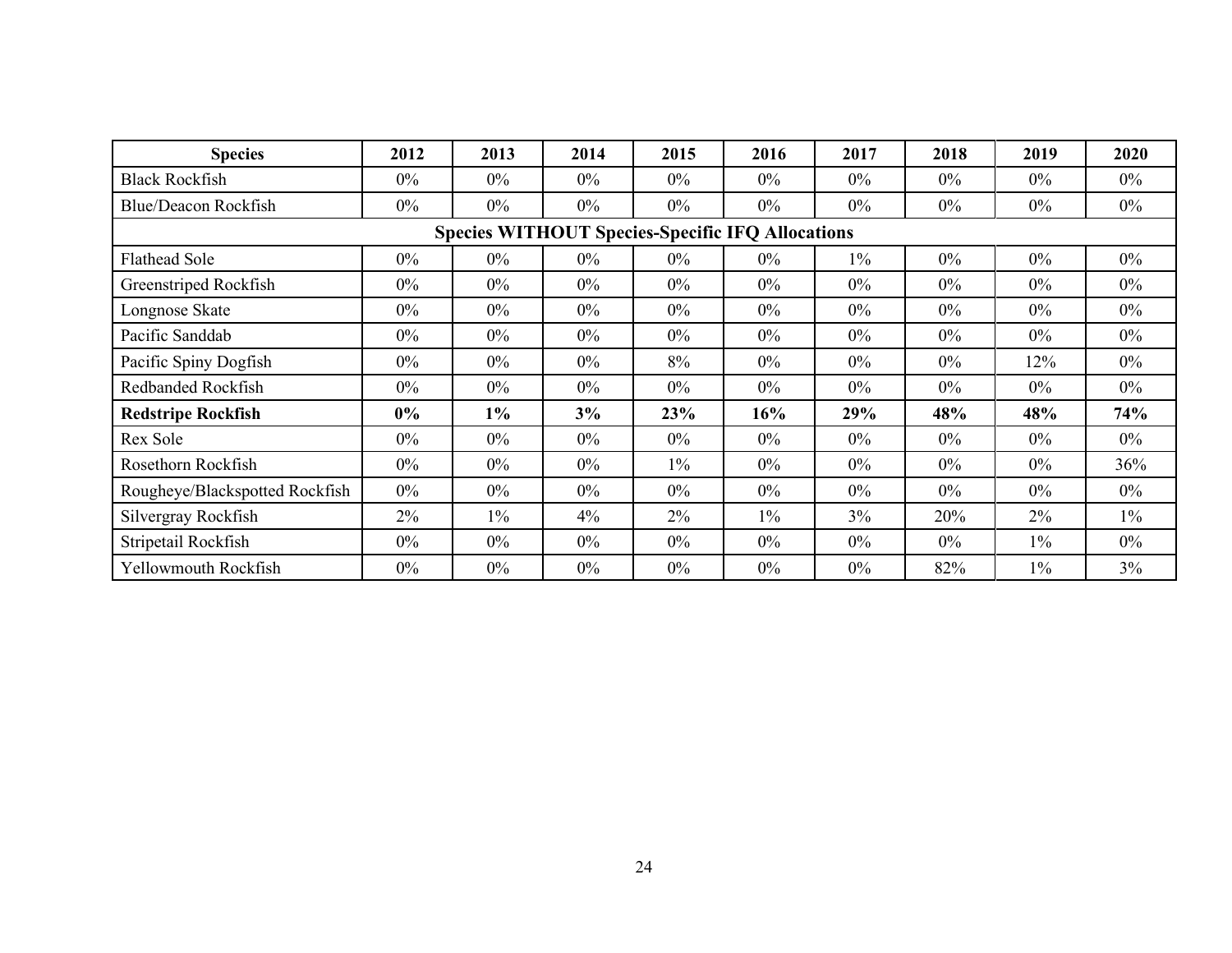| Species | 2012 | 2013 | 2014 | 2015 | 2016 | 2017 | 2018 | 2019 | 2020 |
|---|---|---|---|---|---|---|---|---|---|
| Black Rockfish | 0% | 0% | 0% | 0% | 0% | 0% | 0% | 0% | 0% |
| Blue/Deacon Rockfish | 0% | 0% | 0% | 0% | 0% | 0% | 0% | 0% | 0% |
| **Species WITHOUT Species-Specific IFQ Allocations** | | | | | | | | | |
| Flathead Sole | 0% | 0% | 0% | 0% | 0% | 1% | 0% | 0% | 0% |
| Greenstriped Rockfish | 0% | 0% | 0% | 0% | 0% | 0% | 0% | 0% | 0% |
| Longnose Skate | 0% | 0% | 0% | 0% | 0% | 0% | 0% | 0% | 0% |
| Pacific Sanddab | 0% | 0% | 0% | 0% | 0% | 0% | 0% | 0% | 0% |
| Pacific Spiny Dogfish | 0% | 0% | 0% | 8% | 0% | 0% | 0% | 12% | 0% |
| Redbanded Rockfish | 0% | 0% | 0% | 0% | 0% | 0% | 0% | 0% | 0% |
| **Redstripe Rockfish** | **0%** | **1%** | **3%** | **23%** | **16%** | **29%** | **48%** | **48%** | **74%** |
| Rex Sole | 0% | 0% | 0% | 0% | 0% | 0% | 0% | 0% | 0% |
| Rosethorn Rockfish | 0% | 0% | 0% | 1% | 0% | 0% | 0% | 0% | 36% |
| Rougheye/Blackspotted Rockfish | 0% | 0% | 0% | 0% | 0% | 0% | 0% | 0% | 0% |
| Silvergray Rockfish | 2% | 1% | 4% | 2% | 1% | 3% | 20% | 2% | 1% |
| Stripetail Rockfish | 0% | 0% | 0% | 0% | 0% | 0% | 0% | 1% | 0% |
| Yellowmouth Rockfish | 0% | 0% | 0% | 0% | 0% | 0% | 82% | 1% | 3% |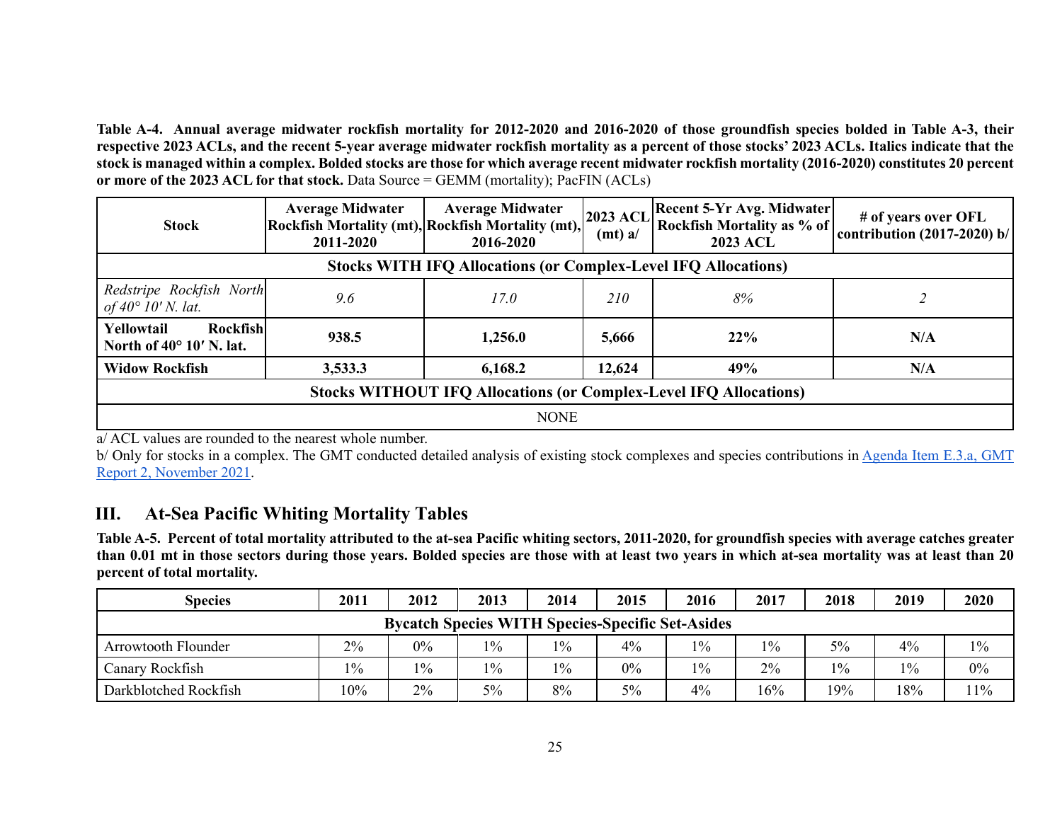**Table A-4. Annual average midwater rockfish mortality for 2012-2020 and 2016-2020 of those groundfish species bolded in Table A-3, their respective 2023 ACLs, and the recent 5-year average midwater rockfish mortality as a percent of those stocks' 2023 ACLs. Italics indicate that the stock is managed within a complex. Bolded stocks are those for which average recent midwater rockfish mortality (2016-2020) constitutes 20 percent or more of the 2023 ACL for that stock.** Data Source = GEMM (mortality); PacFIN (ACLs)

| Stock | Average Midwater Rockfish Mortality (mt), 2011-2020 | Average Midwater Rockfish Mortality (mt), 2016-2020 | 2023 ACL (mt) a/ | Recent 5-Yr Avg. Midwater Rockfish Mortality as % of 2023 ACL | # of years over OFL contribution (2017-2020) b/ |
|---|---|---|---|---|---|
| **Stocks WITH IFQ Allocations (or Complex-Level IFQ Allocations)** | | | | | |
| *Redstripe Rockfish North of 40° 10′ N. lat.* | *9.6* | *17.0* | *210* | *8%* | *2* |
| **Yellowtail Rockfish North of 40° 10′ N. lat.** | **938.5** | **1,256.0** | **5,666** | **22%** | **N/A** |
| **Widow Rockfish** | **3,533.3** | **6,168.2** | **12,624** | **49%** | **N/A** |
| **Stocks WITHOUT IFQ Allocations (or Complex-Level IFQ Allocations)** | | | | | |
| NONE | | | | | |

a/ ACL values are rounded to the nearest whole number.

b/ Only for stocks in a complex. The GMT conducted detailed analysis of existing stock complexes and species contributions in [Agenda Item E.3.a, GMT Report 2, November 2021](#).

## III. At-Sea Pacific Whiting Mortality Tables

**Table A-5. Percent of total mortality attributed to the at-sea Pacific whiting sectors, 2011-2020, for groundfish species with average catches greater than 0.01 mt in those sectors during those years. Bolded species are those with at least two years in which at-sea mortality was at least than 20 percent of total mortality.**

| Species | 2011 | 2012 | 2013 | 2014 | 2015 | 2016 | 2017 | 2018 | 2019 | 2020 |
|---|---|---|---|---|---|---|---|---|---|---|
| **Bycatch Species WITH Species-Specific Set-Asides** | | | | | | | | | | |
| Arrowtooth Flounder | 2% | 0% | 1% | 1% | 4% | 1% | 1% | 5% | 4% | 1% |
| Canary Rockfish | 1% | 1% | 1% | 1% | 0% | 1% | 2% | 1% | 1% | 0% |
| Darkblotched Rockfish | 10% | 2% | 5% | 8% | 5% | 4% | 16% | 19% | 18% | 11% |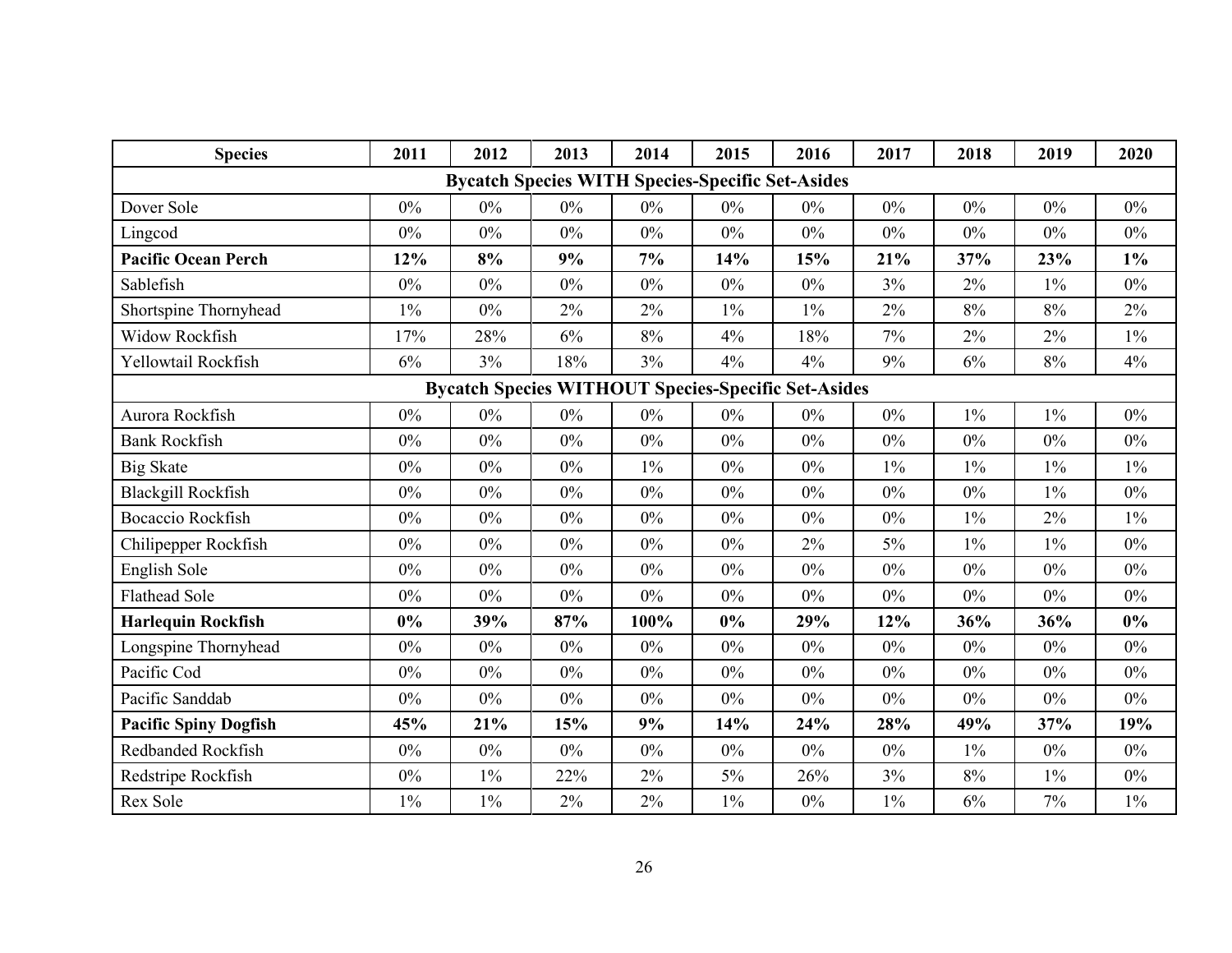| Species | 2011 | 2012 | 2013 | 2014 | 2015 | 2016 | 2017 | 2018 | 2019 | 2020 |
|---|---|---|---|---|---|---|---|---|---|---|
| **Bycatch Species WITH Species-Specific Set-Asides** | | | | | | | | | | |
| Dover Sole | 0% | 0% | 0% | 0% | 0% | 0% | 0% | 0% | 0% | 0% |
| Lingcod | 0% | 0% | 0% | 0% | 0% | 0% | 0% | 0% | 0% | 0% |
| **Pacific Ocean Perch** | **12%** | **8%** | **9%** | **7%** | **14%** | **15%** | **21%** | **37%** | **23%** | **1%** |
| Sablefish | 0% | 0% | 0% | 0% | 0% | 0% | 3% | 2% | 1% | 0% |
| Shortspine Thornyhead | 1% | 0% | 2% | 2% | 1% | 1% | 2% | 8% | 8% | 2% |
| Widow Rockfish | 17% | 28% | 6% | 8% | 4% | 18% | 7% | 2% | 2% | 1% |
| Yellowtail Rockfish | 6% | 3% | 18% | 3% | 4% | 4% | 9% | 6% | 8% | 4% |
| **Bycatch Species WITHOUT Species-Specific Set-Asides** | | | | | | | | | | |
| Aurora Rockfish | 0% | 0% | 0% | 0% | 0% | 0% | 0% | 1% | 1% | 0% |
| Bank Rockfish | 0% | 0% | 0% | 0% | 0% | 0% | 0% | 0% | 0% | 0% |
| Big Skate | 0% | 0% | 0% | 1% | 0% | 0% | 1% | 1% | 1% | 1% |
| Blackgill Rockfish | 0% | 0% | 0% | 0% | 0% | 0% | 0% | 0% | 1% | 0% |
| Bocaccio Rockfish | 0% | 0% | 0% | 0% | 0% | 0% | 0% | 1% | 2% | 1% |
| Chilipepper Rockfish | 0% | 0% | 0% | 0% | 0% | 2% | 5% | 1% | 1% | 0% |
| English Sole | 0% | 0% | 0% | 0% | 0% | 0% | 0% | 0% | 0% | 0% |
| Flathead Sole | 0% | 0% | 0% | 0% | 0% | 0% | 0% | 0% | 0% | 0% |
| **Harlequin Rockfish** | **0%** | **39%** | **87%** | **100%** | **0%** | **29%** | **12%** | **36%** | **36%** | **0%** |
| Longspine Thornyhead | 0% | 0% | 0% | 0% | 0% | 0% | 0% | 0% | 0% | 0% |
| Pacific Cod | 0% | 0% | 0% | 0% | 0% | 0% | 0% | 0% | 0% | 0% |
| Pacific Sanddab | 0% | 0% | 0% | 0% | 0% | 0% | 0% | 0% | 0% | 0% |
| **Pacific Spiny Dogfish** | **45%** | **21%** | **15%** | **9%** | **14%** | **24%** | **28%** | **49%** | **37%** | **19%** |
| Redbanded Rockfish | 0% | 0% | 0% | 0% | 0% | 0% | 0% | 1% | 0% | 0% |
| Redstripe Rockfish | 0% | 1% | 22% | 2% | 5% | 26% | 3% | 8% | 1% | 0% |
| Rex Sole | 1% | 1% | 2% | 2% | 1% | 0% | 1% | 6% | 7% | 1% |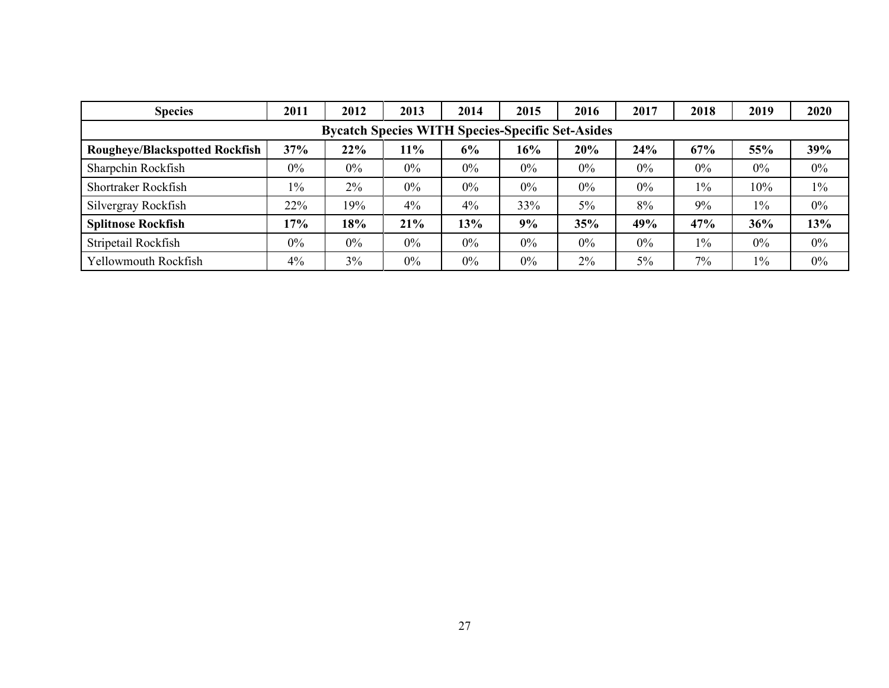| Species | 2011 | 2012 | 2013 | 2014 | 2015 | 2016 | 2017 | 2018 | 2019 | 2020 |
|---|---|---|---|---|---|---|---|---|---|---|
| **Bycatch Species WITH Species-Specific Set-Asides** | | | | | | | | | | |
| **Rougheye/Blackspotted Rockfish** | **37%** | **22%** | **11%** | **6%** | **16%** | **20%** | **24%** | **67%** | **55%** | **39%** |
| Sharpchin Rockfish | 0% | 0% | 0% | 0% | 0% | 0% | 0% | 0% | 0% | 0% |
| Shortraker Rockfish | 1% | 2% | 0% | 0% | 0% | 0% | 0% | 1% | 10% | 1% |
| Silvergray Rockfish | 22% | 19% | 4% | 4% | 33% | 5% | 8% | 9% | 1% | 0% |
| **Splitnose Rockfish** | **17%** | **18%** | **21%** | **13%** | **9%** | **35%** | **49%** | **47%** | **36%** | **13%** |
| Stripetail Rockfish | 0% | 0% | 0% | 0% | 0% | 0% | 0% | 1% | 0% | 0% |
| Yellowmouth Rockfish | 4% | 3% | 0% | 0% | 0% | 2% | 5% | 7% | 1% | 0% |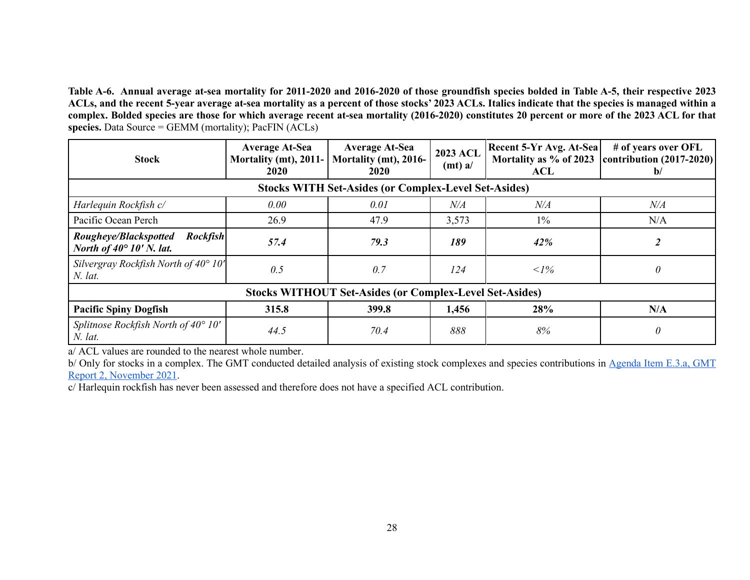**Table A-6. Annual average at-sea mortality for 2011-2020 and 2016-2020 of those groundfish species bolded in Table A-5, their respective 2023 ACLs, and the recent 5-year average at-sea mortality as a percent of those stocks' 2023 ACLs. Italics indicate that the species is managed within a complex. Bolded species are those for which average recent at-sea mortality (2016-2020) constitutes 20 percent or more of the 2023 ACL for that species.** Data Source = GEMM (mortality); PacFIN (ACLs)

| Stock | Average At-Sea Mortality (mt), 2011-2020 | Average At-Sea Mortality (mt), 2016-2020 | 2023 ACL (mt) a/ | Recent 5-Yr Avg. At-Sea Mortality as % of 2023 ACL | # of years over OFL contribution (2017-2020) b/ |
|---|---|---|---|---|---|
| **Stocks WITH Set-Asides (or Complex-Level Set-Asides)** | | | | | |
| *Harlequin Rockfish c/* | *0.00* | *0.01* | *N/A* | *N/A* | *N/A* |
| Pacific Ocean Perch | 26.9 | 47.9 | 3,573 | 1% | N/A |
| ***Rougheye/Blackspotted Rockfish North of 40° 10′ N. lat.*** | ***57.4*** | ***79.3*** | ***189*** | ***42%*** | ***2*** |
| *Silvergray Rockfish North of 40° 10′ N. lat.* | *0.5* | *0.7* | *124* | *<1%* | *0* |
| **Stocks WITHOUT Set-Asides (or Complex-Level Set-Asides)** | | | | | |
| **Pacific Spiny Dogfish** | **315.8** | **399.8** | **1,456** | **28%** | **N/A** |
| *Splitnose Rockfish North of 40° 10′ N. lat.* | *44.5* | *70.4* | *888* | *8%* | *0* |

a/ ACL values are rounded to the nearest whole number.

b/ Only for stocks in a complex. The GMT conducted detailed analysis of existing stock complexes and species contributions in [Agenda Item E.3.a, GMT Report 2, November 2021](#).

c/ Harlequin rockfish has never been assessed and therefore does not have a specified ACL contribution.